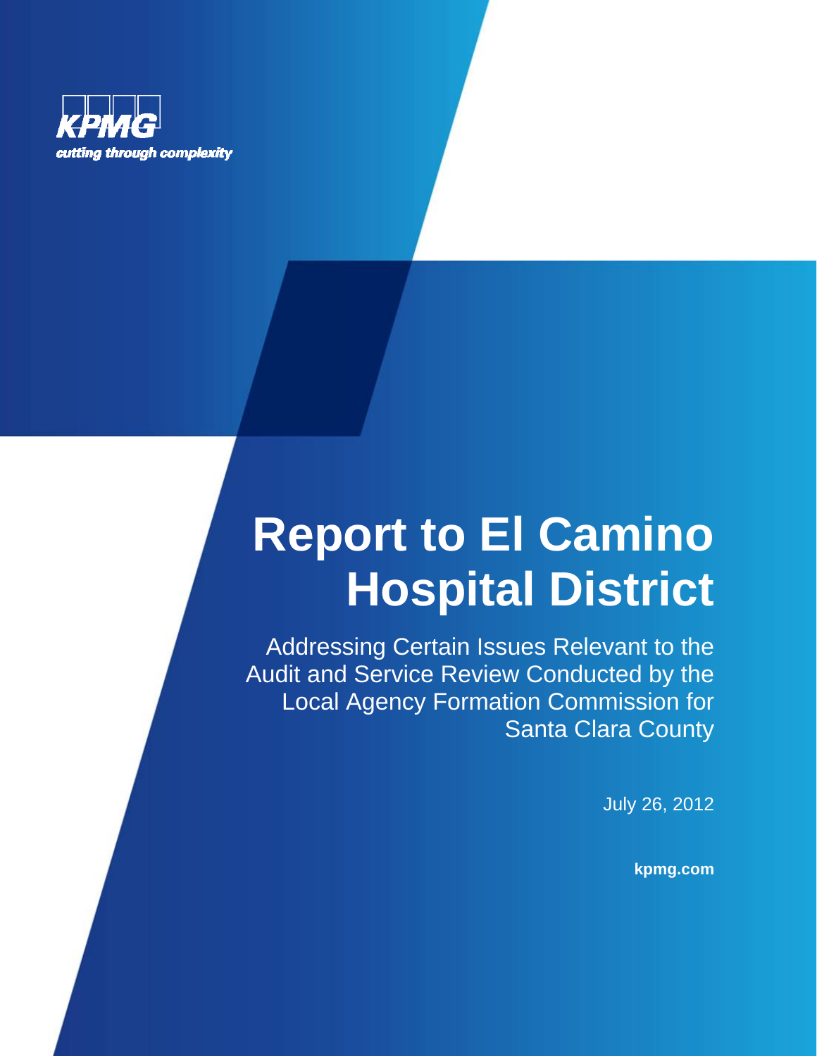KPMG

cutting through complexity

# Report to El Camino Hospital District

Addressing Certain Issues Relevant to the Audit and Service Review Conducted by the Local Agency Formation Commission for Santa Clara County

July 26, 2012

**kpmg.com**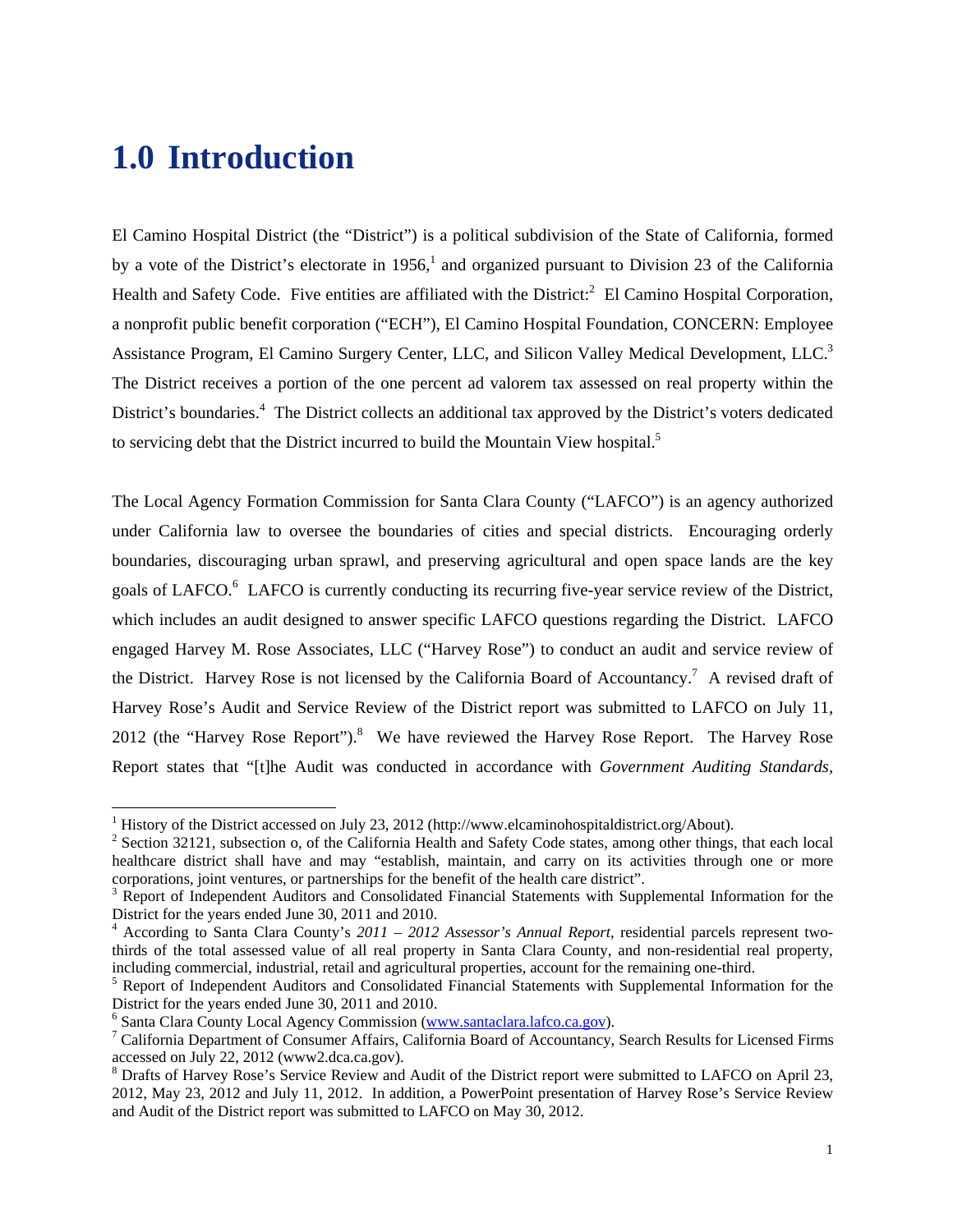# 1.0 Introduction

El Camino Hospital District (the "District") is a political subdivision of the State of California, formed by a vote of the District's electorate in 1956,[1] and organized pursuant to Division 23 of the California Health and Safety Code. Five entities are affiliated with the District:[2] El Camino Hospital Corporation, a nonprofit public benefit corporation ("ECH"), El Camino Hospital Foundation, CONCERN: Employee Assistance Program, El Camino Surgery Center, LLC, and Silicon Valley Medical Development, LLC.[3] The District receives a portion of the one percent ad valorem tax assessed on real property within the District's boundaries.[4] The District collects an additional tax approved by the District's voters dedicated to servicing debt that the District incurred to build the Mountain View hospital.[5]

The Local Agency Formation Commission for Santa Clara County ("LAFCO") is an agency authorized under California law to oversee the boundaries of cities and special districts. Encouraging orderly boundaries, discouraging urban sprawl, and preserving agricultural and open space lands are the key goals of LAFCO.[6] LAFCO is currently conducting its recurring five-year service review of the District, which includes an audit designed to answer specific LAFCO questions regarding the District. LAFCO engaged Harvey M. Rose Associates, LLC ("Harvey Rose") to conduct an audit and service review of the District. Harvey Rose is not licensed by the California Board of Accountancy.[7] A revised draft of Harvey Rose's Audit and Service Review of the District report was submitted to LAFCO on July 11, 2012 (the "Harvey Rose Report").[8] We have reviewed the Harvey Rose Report. The Harvey Rose Report states that "[t]he Audit was conducted in accordance with *Government Auditing Standards,*

---

[1] History of the District accessed on July 23, 2012 (http://www.elcaminohospitaldistrict.org/About).

[2] Section 32121, subsection o, of the California Health and Safety Code states, among other things, that each local healthcare district shall have and may "establish, maintain, and carry on its activities through one or more corporations, joint ventures, or partnerships for the benefit of the health care district".

[3] Report of Independent Auditors and Consolidated Financial Statements with Supplemental Information for the District for the years ended June 30, 2011 and 2010.

[4] According to Santa Clara County's *2011 – 2012 Assessor's Annual Report*, residential parcels represent two-thirds of the total assessed value of all real property in Santa Clara County, and non-residential real property, including commercial, industrial, retail and agricultural properties, account for the remaining one-third.

[5] Report of Independent Auditors and Consolidated Financial Statements with Supplemental Information for the District for the years ended June 30, 2011 and 2010.

[6] Santa Clara County Local Agency Commission (www.santaclara.lafco.ca.gov).

[7] California Department of Consumer Affairs, California Board of Accountancy, Search Results for Licensed Firms accessed on July 22, 2012 (www2.dca.ca.gov).

[8] Drafts of Harvey Rose's Service Review and Audit of the District report were submitted to LAFCO on April 23, 2012, May 23, 2012 and July 11, 2012. In addition, a PowerPoint presentation of Harvey Rose's Service Review and Audit of the District report was submitted to LAFCO on May 30, 2012.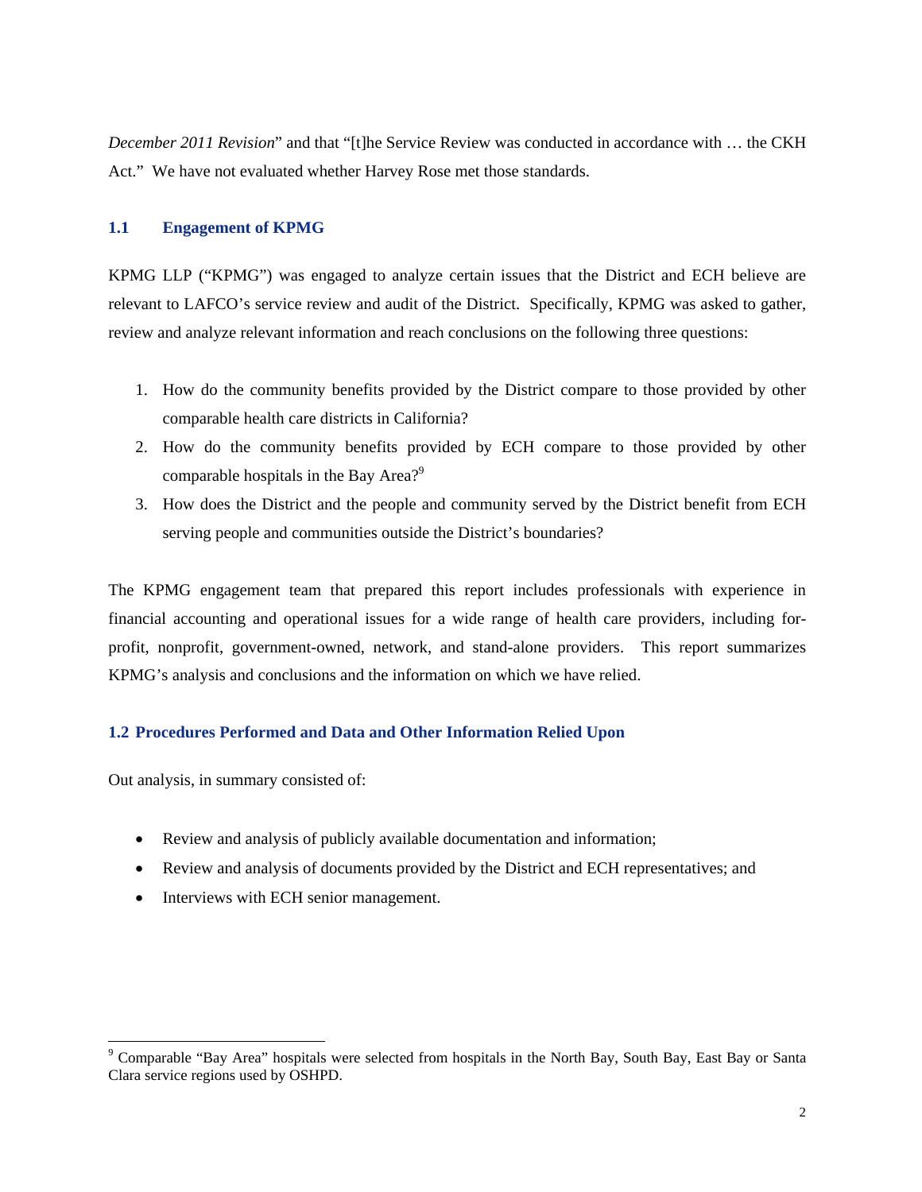*December 2011 Revision*" and that "[t]he Service Review was conducted in accordance with … the CKH Act." We have not evaluated whether Harvey Rose met those standards.

### 1.1 Engagement of KPMG

KPMG LLP ("KPMG") was engaged to analyze certain issues that the District and ECH believe are relevant to LAFCO's service review and audit of the District. Specifically, KPMG was asked to gather, review and analyze relevant information and reach conclusions on the following three questions:

1. How do the community benefits provided by the District compare to those provided by other comparable health care districts in California?
2. How do the community benefits provided by ECH compare to those provided by other comparable hospitals in the Bay Area?[9]
3. How does the District and the people and community served by the District benefit from ECH serving people and communities outside the District's boundaries?

The KPMG engagement team that prepared this report includes professionals with experience in financial accounting and operational issues for a wide range of health care providers, including for-profit, nonprofit, government-owned, network, and stand-alone providers. This report summarizes KPMG's analysis and conclusions and the information on which we have relied.

### 1.2 Procedures Performed and Data and Other Information Relied Upon

Out analysis, in summary consisted of:

- Review and analysis of publicly available documentation and information;
- Review and analysis of documents provided by the District and ECH representatives; and
- Interviews with ECH senior management.

---

[9] Comparable "Bay Area" hospitals were selected from hospitals in the North Bay, South Bay, East Bay or Santa Clara service regions used by OSHPD.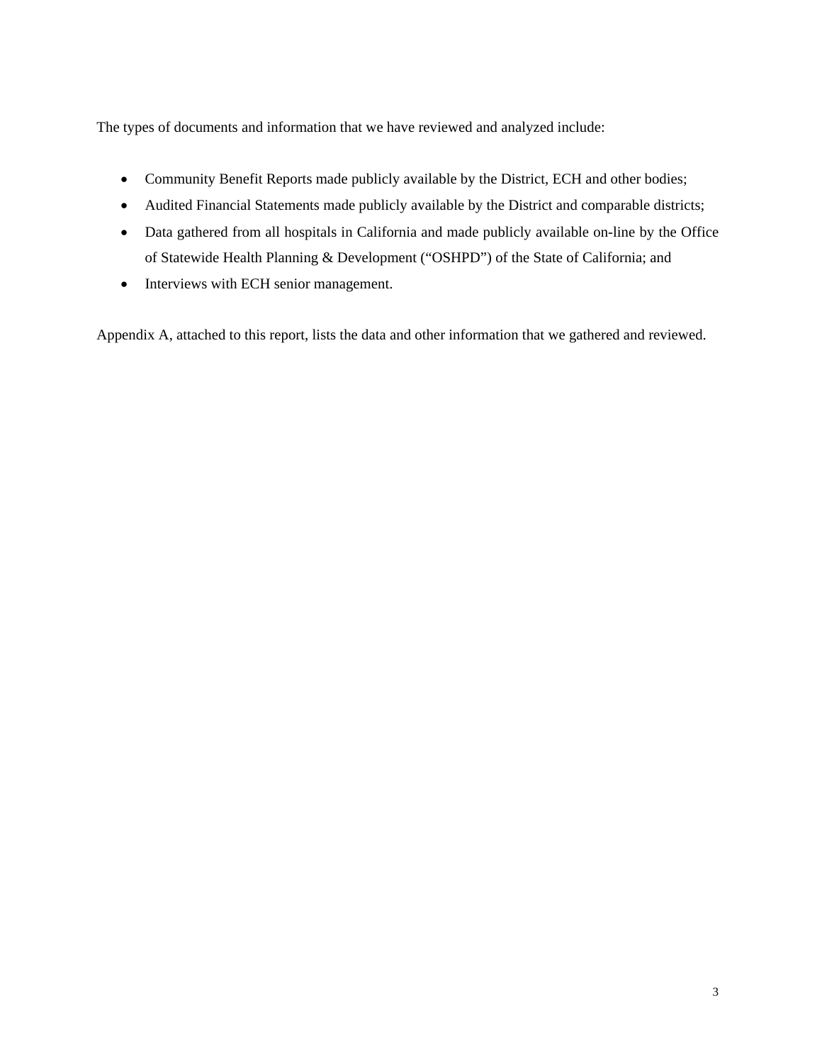The types of documents and information that we have reviewed and analyzed include:

- Community Benefit Reports made publicly available by the District, ECH and other bodies;
- Audited Financial Statements made publicly available by the District and comparable districts;
- Data gathered from all hospitals in California and made publicly available on-line by the Office of Statewide Health Planning & Development ("OSHPD") of the State of California; and
- Interviews with ECH senior management.

Appendix A, attached to this report, lists the data and other information that we gathered and reviewed.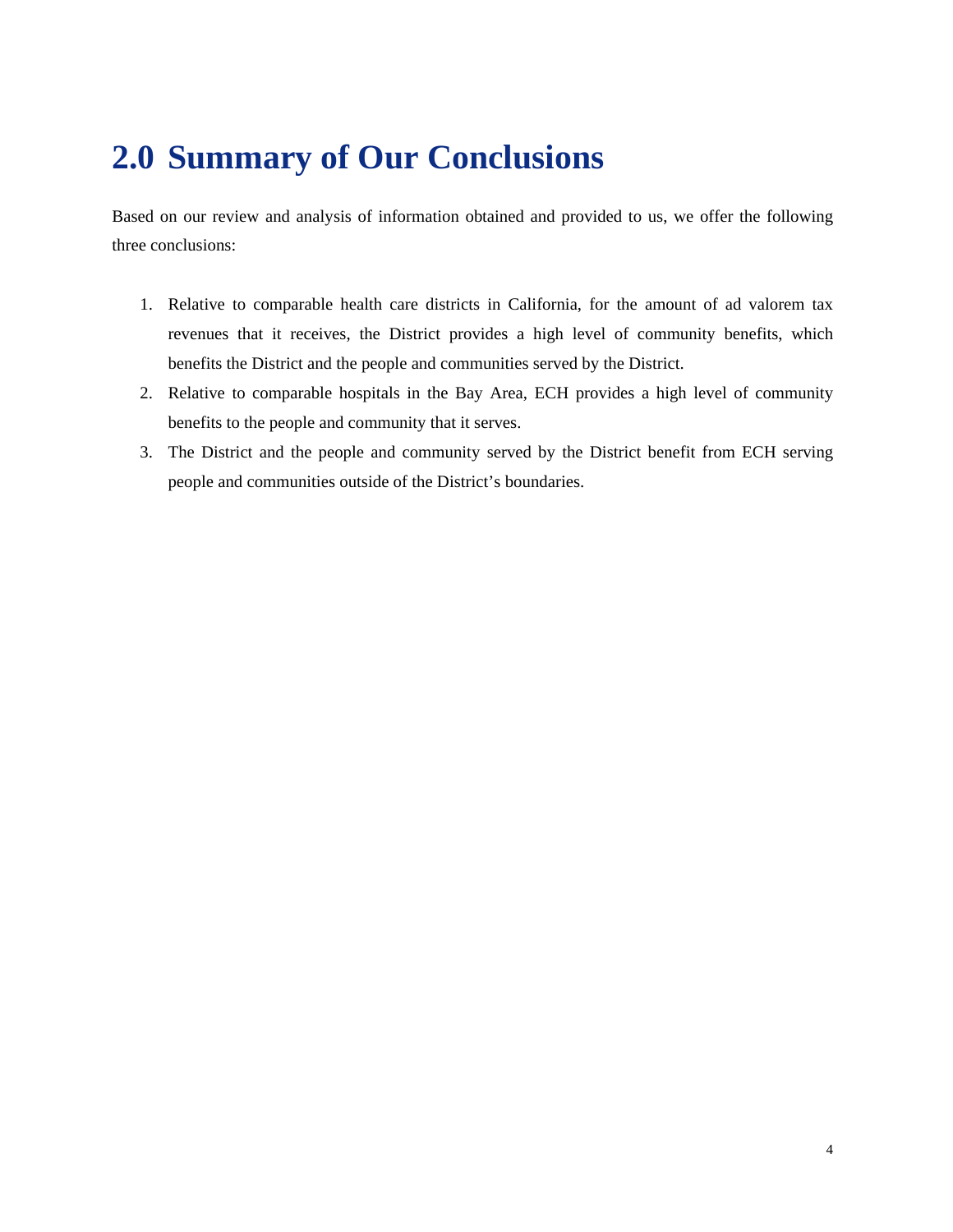# 2.0 Summary of Our Conclusions

Based on our review and analysis of information obtained and provided to us, we offer the following three conclusions:

1. Relative to comparable health care districts in California, for the amount of ad valorem tax revenues that it receives, the District provides a high level of community benefits, which benefits the District and the people and communities served by the District.
2. Relative to comparable hospitals in the Bay Area, ECH provides a high level of community benefits to the people and community that it serves.
3. The District and the people and community served by the District benefit from ECH serving people and communities outside of the District's boundaries.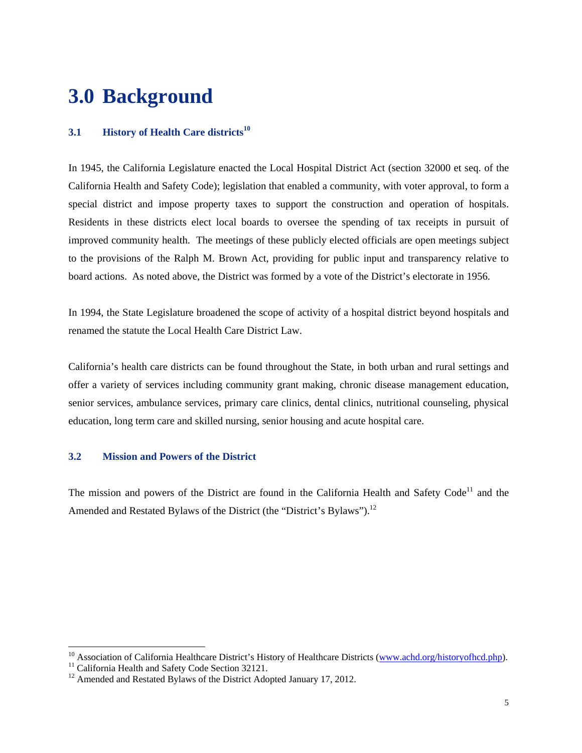# 3.0 Background

### 3.1 History of Health Care districts[10]

In 1945, the California Legislature enacted the Local Hospital District Act (section 32000 et seq. of the California Health and Safety Code); legislation that enabled a community, with voter approval, to form a special district and impose property taxes to support the construction and operation of hospitals. Residents in these districts elect local boards to oversee the spending of tax receipts in pursuit of improved community health. The meetings of these publicly elected officials are open meetings subject to the provisions of the Ralph M. Brown Act, providing for public input and transparency relative to board actions. As noted above, the District was formed by a vote of the District's electorate in 1956.

In 1994, the State Legislature broadened the scope of activity of a hospital district beyond hospitals and renamed the statute the Local Health Care District Law.

California's health care districts can be found throughout the State, in both urban and rural settings and offer a variety of services including community grant making, chronic disease management education, senior services, ambulance services, primary care clinics, dental clinics, nutritional counseling, physical education, long term care and skilled nursing, senior housing and acute hospital care.

### 3.2 Mission and Powers of the District

The mission and powers of the District are found in the California Health and Safety Code[11] and the Amended and Restated Bylaws of the District (the "District's Bylaws").[12]

---

[10] Association of California Healthcare District's History of Healthcare Districts (www.achd.org/historyofhcd.php).

[11] California Health and Safety Code Section 32121.

[12] Amended and Restated Bylaws of the District Adopted January 17, 2012.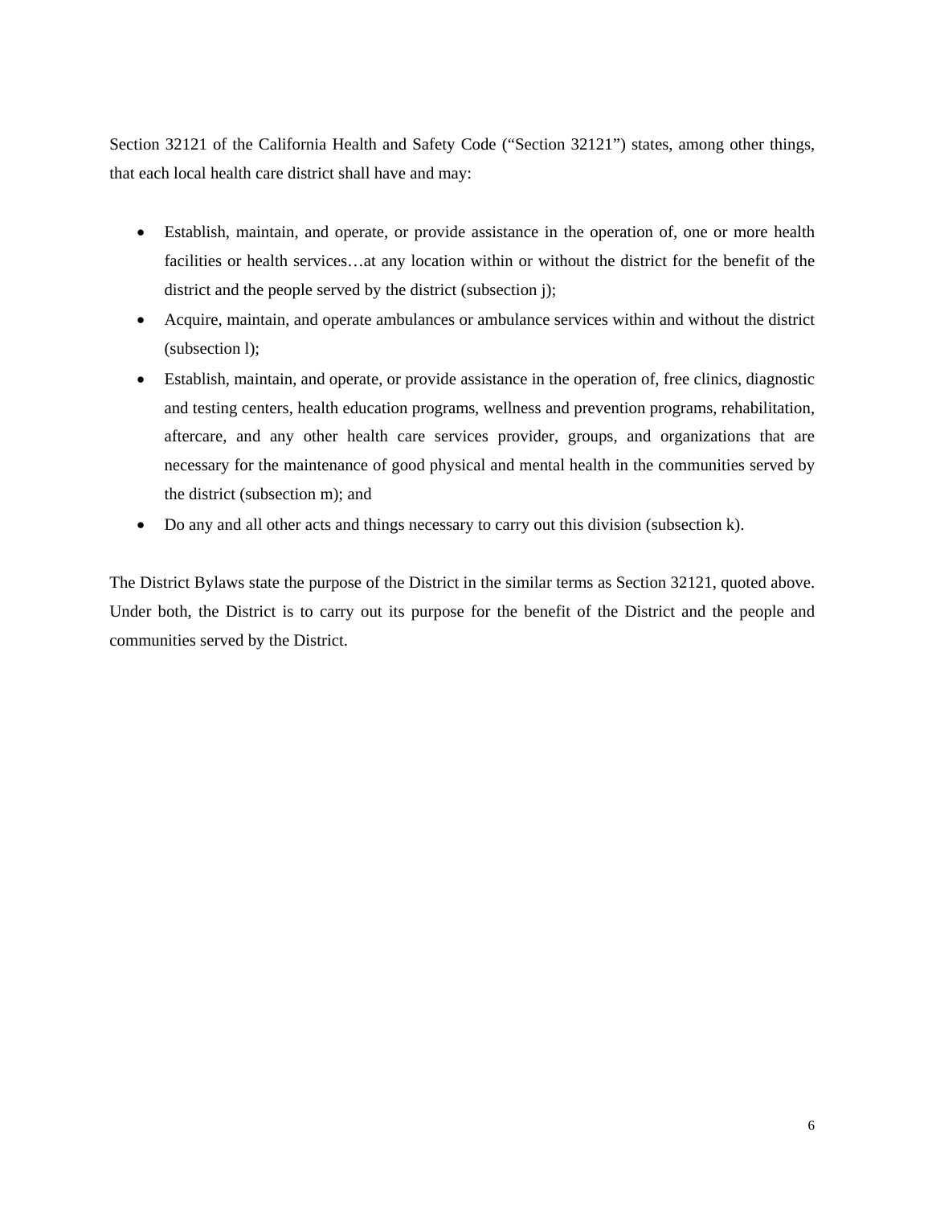Section 32121 of the California Health and Safety Code ("Section 32121") states, among other things, that each local health care district shall have and may:

- Establish, maintain, and operate, or provide assistance in the operation of, one or more health facilities or health services…at any location within or without the district for the benefit of the district and the people served by the district (subsection j);
- Acquire, maintain, and operate ambulances or ambulance services within and without the district (subsection l);
- Establish, maintain, and operate, or provide assistance in the operation of, free clinics, diagnostic and testing centers, health education programs, wellness and prevention programs, rehabilitation, aftercare, and any other health care services provider, groups, and organizations that are necessary for the maintenance of good physical and mental health in the communities served by the district (subsection m); and
- Do any and all other acts and things necessary to carry out this division (subsection k).

The District Bylaws state the purpose of the District in the similar terms as Section 32121, quoted above. Under both, the District is to carry out its purpose for the benefit of the District and the people and communities served by the District.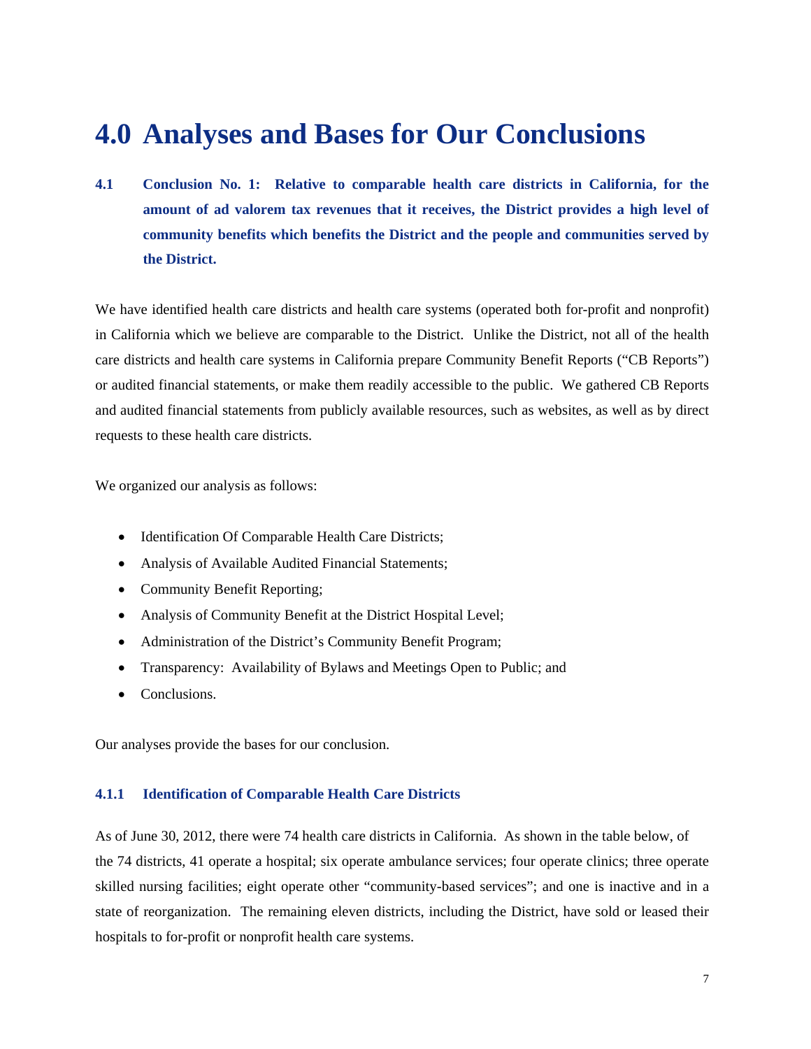# 4.0 Analyses and Bases for Our Conclusions

## 4.1 Conclusion No. 1: Relative to comparable health care districts in California, for the amount of ad valorem tax revenues that it receives, the District provides a high level of community benefits which benefits the District and the people and communities served by the District.

We have identified health care districts and health care systems (operated both for-profit and nonprofit) in California which we believe are comparable to the District. Unlike the District, not all of the health care districts and health care systems in California prepare Community Benefit Reports ("CB Reports") or audited financial statements, or make them readily accessible to the public. We gathered CB Reports and audited financial statements from publicly available resources, such as websites, as well as by direct requests to these health care districts.

We organized our analysis as follows:

- Identification Of Comparable Health Care Districts;
- Analysis of Available Audited Financial Statements;
- Community Benefit Reporting;
- Analysis of Community Benefit at the District Hospital Level;
- Administration of the District's Community Benefit Program;
- Transparency: Availability of Bylaws and Meetings Open to Public; and
- Conclusions.

Our analyses provide the bases for our conclusion.

### 4.1.1 Identification of Comparable Health Care Districts

As of June 30, 2012, there were 74 health care districts in California. As shown in the table below, of the 74 districts, 41 operate a hospital; six operate ambulance services; four operate clinics; three operate skilled nursing facilities; eight operate other "community-based services"; and one is inactive and in a state of reorganization. The remaining eleven districts, including the District, have sold or leased their hospitals to for-profit or nonprofit health care systems.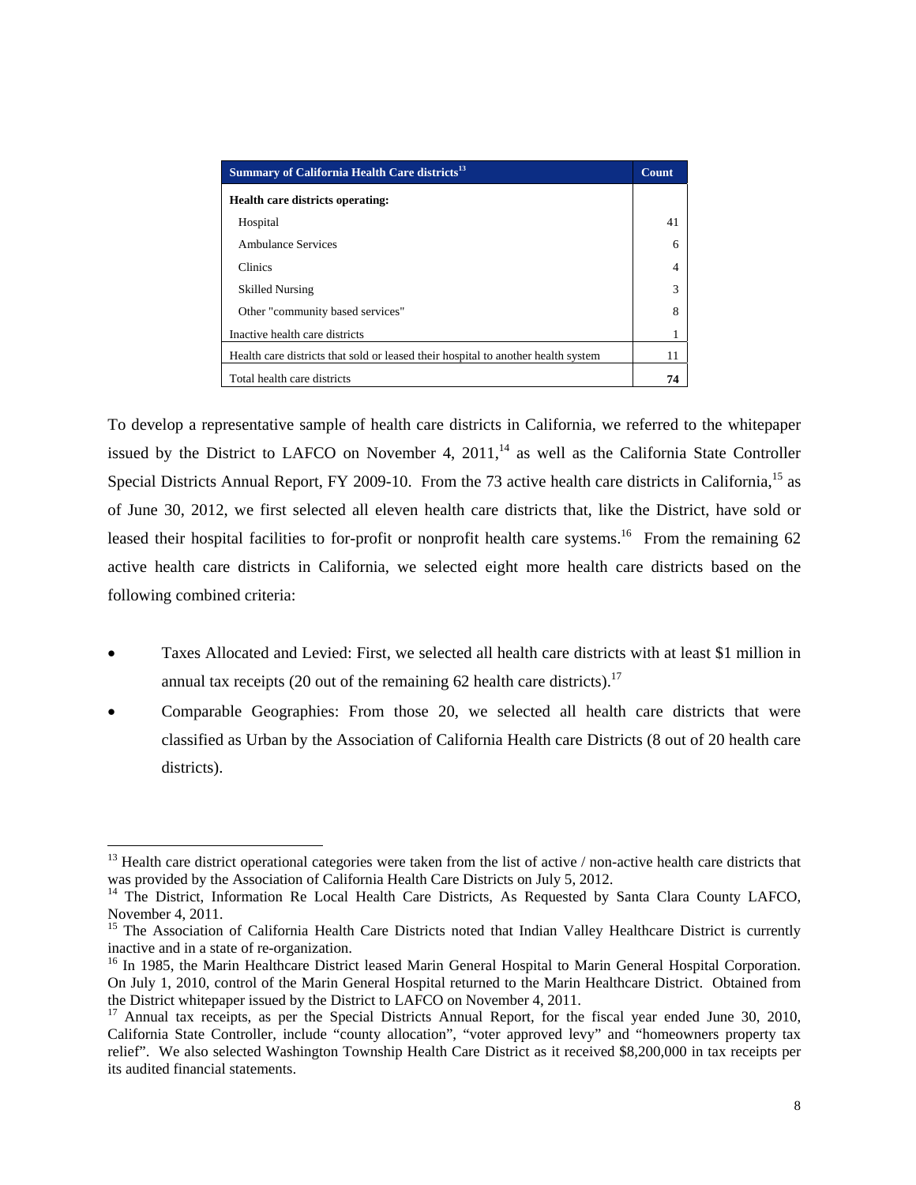| Summary of California Health Care districts[13] | Count |
| --- | --- |
| **Health care districts operating:** | |
| Hospital | 41 |
| Ambulance Services | 6 |
| Clinics | 4 |
| Skilled Nursing | 3 |
| Other "community based services" | 8 |
| Inactive health care districts | 1 |
| Health care districts that sold or leased their hospital to another health system | 11 |
| Total health care districts | **74** |

To develop a representative sample of health care districts in California, we referred to the whitepaper issued by the District to LAFCO on November 4, 2011,[14] as well as the California State Controller Special Districts Annual Report, FY 2009-10. From the 73 active health care districts in California,[15] as of June 30, 2012, we first selected all eleven health care districts that, like the District, have sold or leased their hospital facilities to for-profit or nonprofit health care systems.[16] From the remaining 62 active health care districts in California, we selected eight more health care districts based on the following combined criteria:

- Taxes Allocated and Levied: First, we selected all health care districts with at least $1 million in annual tax receipts (20 out of the remaining 62 health care districts).[17]
- Comparable Geographies: From those 20, we selected all health care districts that were classified as Urban by the Association of California Health care Districts (8 out of 20 health care districts).

---

[13] Health care district operational categories were taken from the list of active / non-active health care districts that was provided by the Association of California Health Care Districts on July 5, 2012.

[14] The District, Information Re Local Health Care Districts, As Requested by Santa Clara County LAFCO, November 4, 2011.

[15] The Association of California Health Care Districts noted that Indian Valley Healthcare District is currently inactive and in a state of re-organization.

[16] In 1985, the Marin Healthcare District leased Marin General Hospital to Marin General Hospital Corporation. On July 1, 2010, control of the Marin General Hospital returned to the Marin Healthcare District. Obtained from the District whitepaper issued by the District to LAFCO on November 4, 2011.

[17] Annual tax receipts, as per the Special Districts Annual Report, for the fiscal year ended June 30, 2010, California State Controller, include "county allocation", "voter approved levy" and "homeowners property tax relief". We also selected Washington Township Health Care District as it received $8,200,000 in tax receipts per its audited financial statements.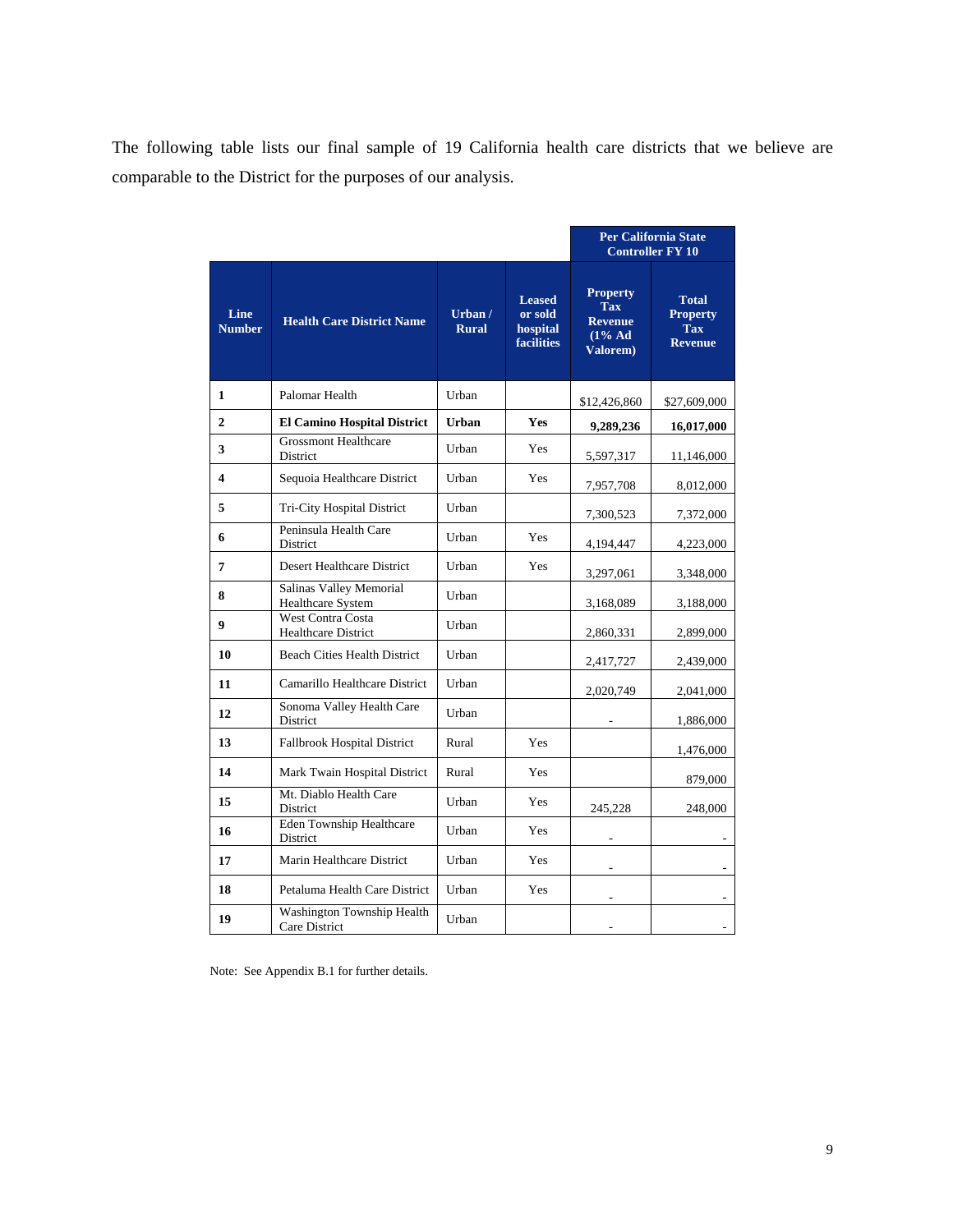The following table lists our final sample of 19 California health care districts that we believe are comparable to the District for the purposes of our analysis.

| | | | | Per California State Controller FY 10 | |
|---|---|---|---|---|---|
| **Line Number** | **Health Care District Name** | **Urban / Rural** | **Leased or sold hospital facilities** | **Property Tax Revenue (1% Ad Valorem)** | **Total Property Tax Revenue** |
| **1** | Palomar Health | Urban | | $12,426,860 | $27,609,000 |
| **2** | **El Camino Hospital District** | **Urban** | **Yes** | **9,289,236** | **16,017,000** |
| **3** | Grossmont Healthcare District | Urban | Yes | 5,597,317 | 11,146,000 |
| **4** | Sequoia Healthcare District | Urban | Yes | 7,957,708 | 8,012,000 |
| **5** | Tri-City Hospital District | Urban | | 7,300,523 | 7,372,000 |
| **6** | Peninsula Health Care District | Urban | Yes | 4,194,447 | 4,223,000 |
| **7** | Desert Healthcare District | Urban | Yes | 3,297,061 | 3,348,000 |
| **8** | Salinas Valley Memorial Healthcare System | Urban | | 3,168,089 | 3,188,000 |
| **9** | West Contra Costa Healthcare District | Urban | | 2,860,331 | 2,899,000 |
| **10** | Beach Cities Health District | Urban | | 2,417,727 | 2,439,000 |
| **11** | Camarillo Healthcare District | Urban | | 2,020,749 | 2,041,000 |
| **12** | Sonoma Valley Health Care District | Urban | | - | 1,886,000 |
| **13** | Fallbrook Hospital District | Rural | Yes | | 1,476,000 |
| **14** | Mark Twain Hospital District | Rural | Yes | | 879,000 |
| **15** | Mt. Diablo Health Care District | Urban | Yes | 245,228 | 248,000 |
| **16** | Eden Township Healthcare District | Urban | Yes | - | - |
| **17** | Marin Healthcare District | Urban | Yes | - | - |
| **18** | Petaluma Health Care District | Urban | Yes | - | - |
| **19** | Washington Township Health Care District | Urban | | - | - |

Note: See Appendix B.1 for further details.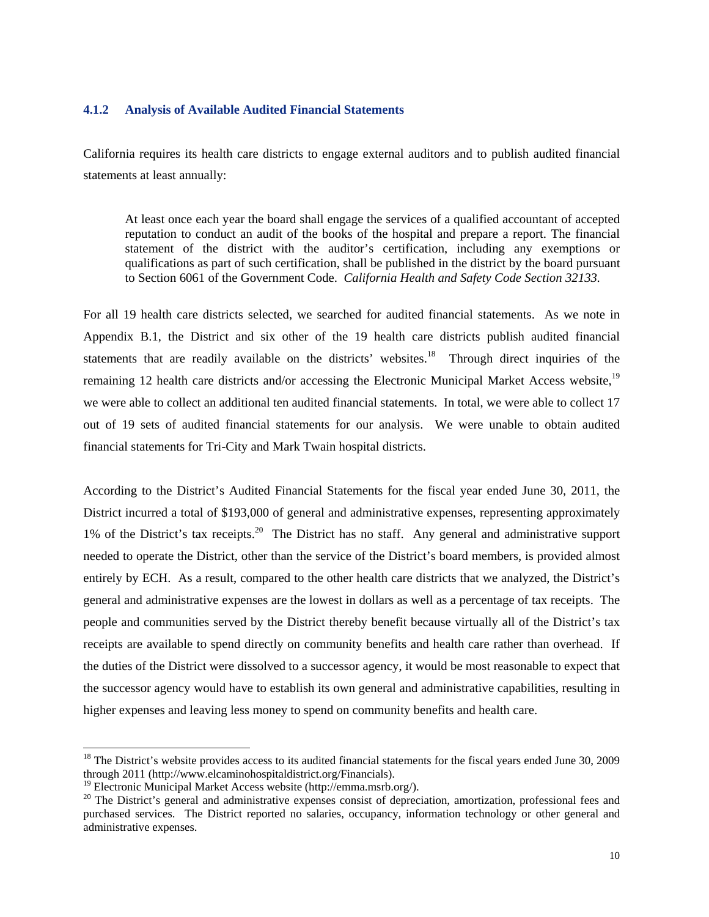### 4.1.2 Analysis of Available Audited Financial Statements

California requires its health care districts to engage external auditors and to publish audited financial statements at least annually:

> At least once each year the board shall engage the services of a qualified accountant of accepted reputation to conduct an audit of the books of the hospital and prepare a report. The financial statement of the district with the auditor's certification, including any exemptions or qualifications as part of such certification, shall be published in the district by the board pursuant to Section 6061 of the Government Code. *California Health and Safety Code Section 32133.*

For all 19 health care districts selected, we searched for audited financial statements. As we note in Appendix B.1, the District and six other of the 19 health care districts publish audited financial statements that are readily available on the districts' websites.[18] Through direct inquiries of the remaining 12 health care districts and/or accessing the Electronic Municipal Market Access website,[19] we were able to collect an additional ten audited financial statements. In total, we were able to collect 17 out of 19 sets of audited financial statements for our analysis. We were unable to obtain audited financial statements for Tri-City and Mark Twain hospital districts.

According to the District's Audited Financial Statements for the fiscal year ended June 30, 2011, the District incurred a total of $193,000 of general and administrative expenses, representing approximately 1% of the District's tax receipts.[20] The District has no staff. Any general and administrative support needed to operate the District, other than the service of the District's board members, is provided almost entirely by ECH. As a result, compared to the other health care districts that we analyzed, the District's general and administrative expenses are the lowest in dollars as well as a percentage of tax receipts. The people and communities served by the District thereby benefit because virtually all of the District's tax receipts are available to spend directly on community benefits and health care rather than overhead. If the duties of the District were dissolved to a successor agency, it would be most reasonable to expect that the successor agency would have to establish its own general and administrative capabilities, resulting in higher expenses and leaving less money to spend on community benefits and health care.

---

[18] The District's website provides access to its audited financial statements for the fiscal years ended June 30, 2009 through 2011 (http://www.elcaminohospitaldistrict.org/Financials).

[19] Electronic Municipal Market Access website (http://emma.msrb.org/).

[20] The District's general and administrative expenses consist of depreciation, amortization, professional fees and purchased services. The District reported no salaries, occupancy, information technology or other general and administrative expenses.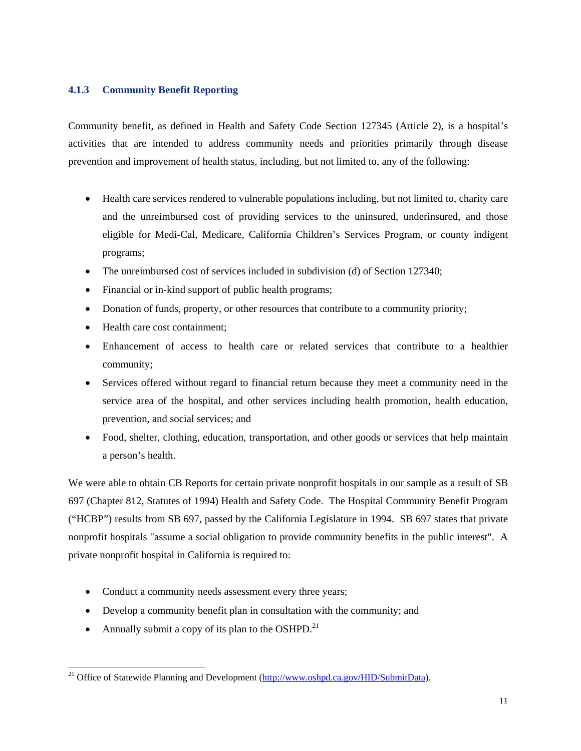### 4.1.3 Community Benefit Reporting

Community benefit, as defined in Health and Safety Code Section 127345 (Article 2), is a hospital's activities that are intended to address community needs and priorities primarily through disease prevention and improvement of health status, including, but not limited to, any of the following:

- Health care services rendered to vulnerable populations including, but not limited to, charity care and the unreimbursed cost of providing services to the uninsured, underinsured, and those eligible for Medi-Cal, Medicare, California Children's Services Program, or county indigent programs;
- The unreimbursed cost of services included in subdivision (d) of Section 127340;
- Financial or in-kind support of public health programs;
- Donation of funds, property, or other resources that contribute to a community priority;
- Health care cost containment;
- Enhancement of access to health care or related services that contribute to a healthier community;
- Services offered without regard to financial return because they meet a community need in the service area of the hospital, and other services including health promotion, health education, prevention, and social services; and
- Food, shelter, clothing, education, transportation, and other goods or services that help maintain a person's health.

We were able to obtain CB Reports for certain private nonprofit hospitals in our sample as a result of SB 697 (Chapter 812, Statutes of 1994) Health and Safety Code. The Hospital Community Benefit Program ("HCBP") results from SB 697, passed by the California Legislature in 1994. SB 697 states that private nonprofit hospitals "assume a social obligation to provide community benefits in the public interest". A private nonprofit hospital in California is required to:

- Conduct a community needs assessment every three years;
- Develop a community benefit plan in consultation with the community; and
- Annually submit a copy of its plan to the OSHPD.[21]

[21] Office of Statewide Planning and Development (http://www.oshpd.ca.gov/HID/SubmitData).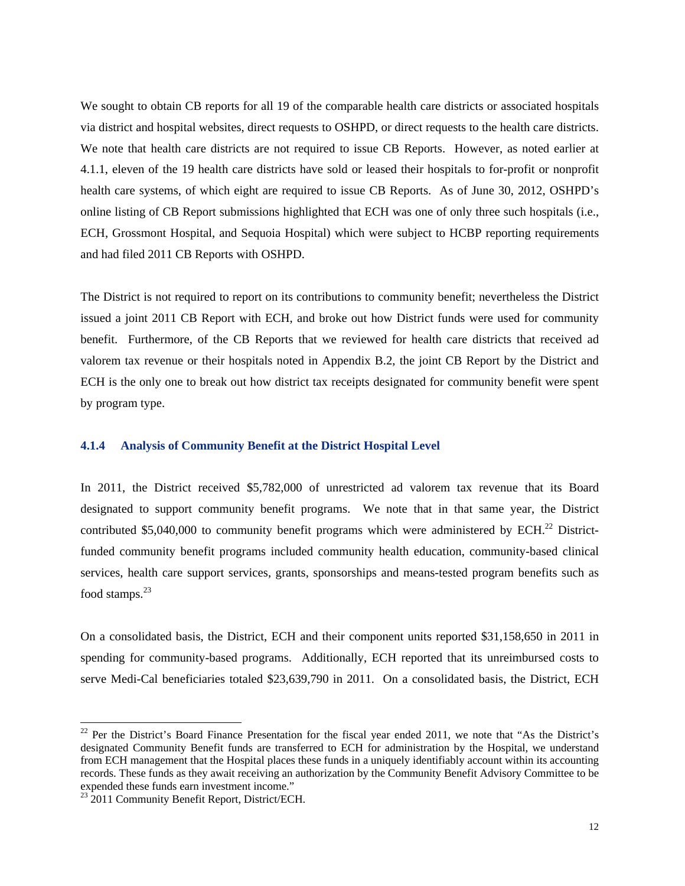We sought to obtain CB reports for all 19 of the comparable health care districts or associated hospitals via district and hospital websites, direct requests to OSHPD, or direct requests to the health care districts. We note that health care districts are not required to issue CB Reports. However, as noted earlier at 4.1.1, eleven of the 19 health care districts have sold or leased their hospitals to for-profit or nonprofit health care systems, of which eight are required to issue CB Reports. As of June 30, 2012, OSHPD's online listing of CB Report submissions highlighted that ECH was one of only three such hospitals (i.e., ECH, Grossmont Hospital, and Sequoia Hospital) which were subject to HCBP reporting requirements and had filed 2011 CB Reports with OSHPD.

The District is not required to report on its contributions to community benefit; nevertheless the District issued a joint 2011 CB Report with ECH, and broke out how District funds were used for community benefit. Furthermore, of the CB Reports that we reviewed for health care districts that received ad valorem tax revenue or their hospitals noted in Appendix B.2, the joint CB Report by the District and ECH is the only one to break out how district tax receipts designated for community benefit were spent by program type.

### 4.1.4 Analysis of Community Benefit at the District Hospital Level

In 2011, the District received $5,782,000 of unrestricted ad valorem tax revenue that its Board designated to support community benefit programs. We note that in that same year, the District contributed $5,040,000 to community benefit programs which were administered by ECH.[22] District-funded community benefit programs included community health education, community-based clinical services, health care support services, grants, sponsorships and means-tested program benefits such as food stamps.[23]

On a consolidated basis, the District, ECH and their component units reported $31,158,650 in 2011 in spending for community-based programs. Additionally, ECH reported that its unreimbursed costs to serve Medi-Cal beneficiaries totaled $23,639,790 in 2011. On a consolidated basis, the District, ECH

---

[22] Per the District's Board Finance Presentation for the fiscal year ended 2011, we note that "As the District's designated Community Benefit funds are transferred to ECH for administration by the Hospital, we understand from ECH management that the Hospital places these funds in a uniquely identifiably account within its accounting records. These funds as they await receiving an authorization by the Community Benefit Advisory Committee to be expended these funds earn investment income."

[23] 2011 Community Benefit Report, District/ECH.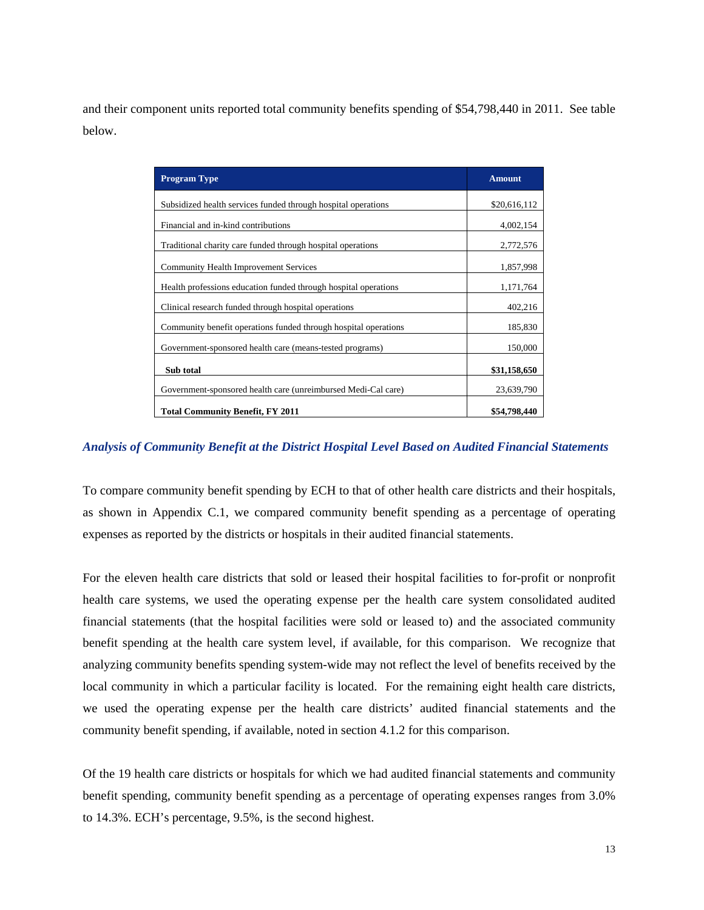and their component units reported total community benefits spending of $54,798,440 in 2011. See table below.

| Program Type | Amount |
|---|---|
| Subsidized health services funded through hospital operations | $20,616,112 |
| Financial and in-kind contributions | 4,002,154 |
| Traditional charity care funded through hospital operations | 2,772,576 |
| Community Health Improvement Services | 1,857,998 |
| Health professions education funded through hospital operations | 1,171,764 |
| Clinical research funded through hospital operations | 402,216 |
| Community benefit operations funded through hospital operations | 185,830 |
| Government-sponsored health care (means-tested programs) | 150,000 |
| **Sub total** | **$31,158,650** |
| Government-sponsored health care (unreimbursed Medi-Cal care) | 23,639,790 |
| **Total Community Benefit, FY 2011** | **$54,798,440** |

### *Analysis of Community Benefit at the District Hospital Level Based on Audited Financial Statements*

To compare community benefit spending by ECH to that of other health care districts and their hospitals, as shown in Appendix C.1, we compared community benefit spending as a percentage of operating expenses as reported by the districts or hospitals in their audited financial statements.

For the eleven health care districts that sold or leased their hospital facilities to for-profit or nonprofit health care systems, we used the operating expense per the health care system consolidated audited financial statements (that the hospital facilities were sold or leased to) and the associated community benefit spending at the health care system level, if available, for this comparison. We recognize that analyzing community benefits spending system-wide may not reflect the level of benefits received by the local community in which a particular facility is located. For the remaining eight health care districts, we used the operating expense per the health care districts' audited financial statements and the community benefit spending, if available, noted in section 4.1.2 for this comparison.

Of the 19 health care districts or hospitals for which we had audited financial statements and community benefit spending, community benefit spending as a percentage of operating expenses ranges from 3.0% to 14.3%. ECH's percentage, 9.5%, is the second highest.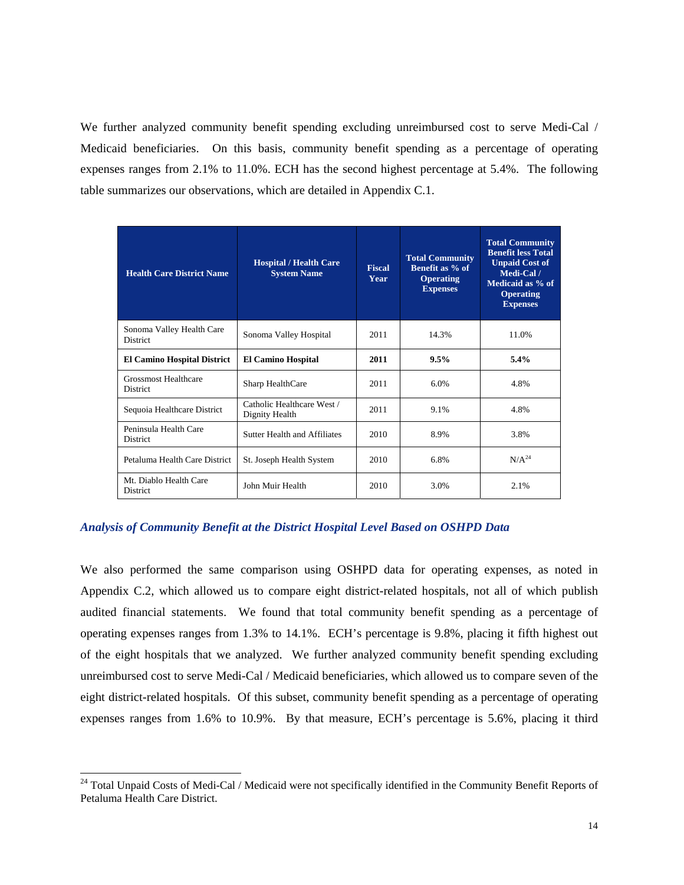We further analyzed community benefit spending excluding unreimbursed cost to serve Medi-Cal / Medicaid beneficiaries. On this basis, community benefit spending as a percentage of operating expenses ranges from 2.1% to 11.0%. ECH has the second highest percentage at 5.4%. The following table summarizes our observations, which are detailed in Appendix C.1.

| Health Care District Name | Hospital / Health Care System Name | Fiscal Year | Total Community Benefit as % of Operating Expenses | Total Community Benefit less Total Unpaid Cost of Medi-Cal / Medicaid as % of Operating Expenses |
|---|---|---|---|---|
| Sonoma Valley Health Care District | Sonoma Valley Hospital | 2011 | 14.3% | 11.0% |
| **El Camino Hospital District** | **El Camino Hospital** | **2011** | **9.5%** | **5.4%** |
| Grossmost Healthcare District | Sharp HealthCare | 2011 | 6.0% | 4.8% |
| Sequoia Healthcare District | Catholic Healthcare West / Dignity Health | 2011 | 9.1% | 4.8% |
| Peninsula Health Care District | Sutter Health and Affiliates | 2010 | 8.9% | 3.8% |
| Petaluma Health Care District | St. Joseph Health System | 2010 | 6.8% | N/A[24] |
| Mt. Diablo Health Care District | John Muir Health | 2010 | 3.0% | 2.1% |

### *Analysis of Community Benefit at the District Hospital Level Based on OSHPD Data*

We also performed the same comparison using OSHPD data for operating expenses, as noted in Appendix C.2, which allowed us to compare eight district-related hospitals, not all of which publish audited financial statements. We found that total community benefit spending as a percentage of operating expenses ranges from 1.3% to 14.1%. ECH's percentage is 9.8%, placing it fifth highest out of the eight hospitals that we analyzed. We further analyzed community benefit spending excluding unreimbursed cost to serve Medi-Cal / Medicaid beneficiaries, which allowed us to compare seven of the eight district-related hospitals. Of this subset, community benefit spending as a percentage of operating expenses ranges from 1.6% to 10.9%. By that measure, ECH's percentage is 5.6%, placing it third

[24] Total Unpaid Costs of Medi-Cal / Medicaid were not specifically identified in the Community Benefit Reports of Petaluma Health Care District.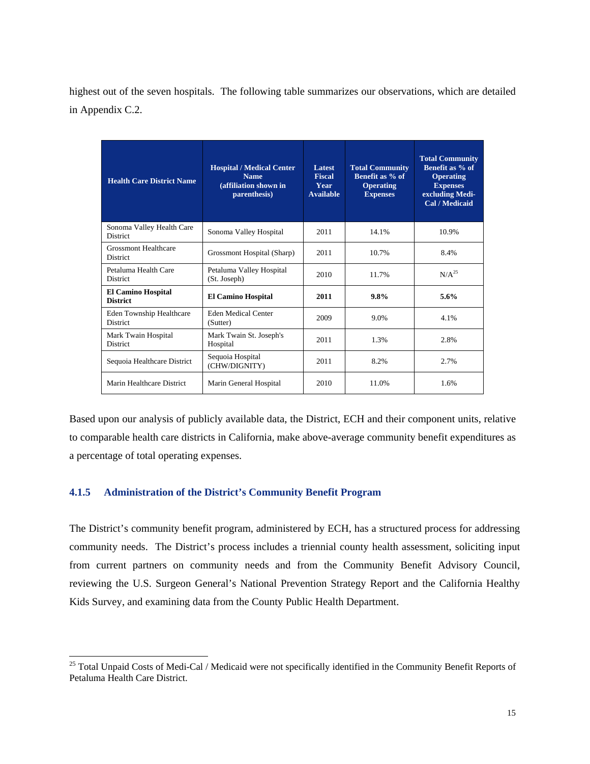highest out of the seven hospitals. The following table summarizes our observations, which are detailed in Appendix C.2.

| Health Care District Name | Hospital / Medical Center Name (affiliation shown in parenthesis) | Latest Fiscal Year Available | Total Community Benefit as % of Operating Expenses | Total Community Benefit as % of Operating Expenses excluding Medi-Cal / Medicaid |
|---|---|---|---|---|
| Sonoma Valley Health Care District | Sonoma Valley Hospital | 2011 | 14.1% | 10.9% |
| Grossmont Healthcare District | Grossmont Hospital (Sharp) | 2011 | 10.7% | 8.4% |
| Petaluma Health Care District | Petaluma Valley Hospital (St. Joseph) | 2010 | 11.7% | N/A[25] |
| **El Camino Hospital District** | **El Camino Hospital** | **2011** | **9.8%** | **5.6%** |
| Eden Township Healthcare District | Eden Medical Center (Sutter) | 2009 | 9.0% | 4.1% |
| Mark Twain Hospital District | Mark Twain St. Joseph's Hospital | 2011 | 1.3% | 2.8% |
| Sequoia Healthcare District | Sequoia Hospital (CHW/DIGNITY) | 2011 | 8.2% | 2.7% |
| Marin Healthcare District | Marin General Hospital | 2010 | 11.0% | 1.6% |

Based upon our analysis of publicly available data, the District, ECH and their component units, relative to comparable health care districts in California, make above-average community benefit expenditures as a percentage of total operating expenses.

### 4.1.5 Administration of the District's Community Benefit Program

The District's community benefit program, administered by ECH, has a structured process for addressing community needs. The District's process includes a triennial county health assessment, soliciting input from current partners on community needs and from the Community Benefit Advisory Council, reviewing the U.S. Surgeon General's National Prevention Strategy Report and the California Healthy Kids Survey, and examining data from the County Public Health Department.

---

[25] Total Unpaid Costs of Medi-Cal / Medicaid were not specifically identified in the Community Benefit Reports of Petaluma Health Care District.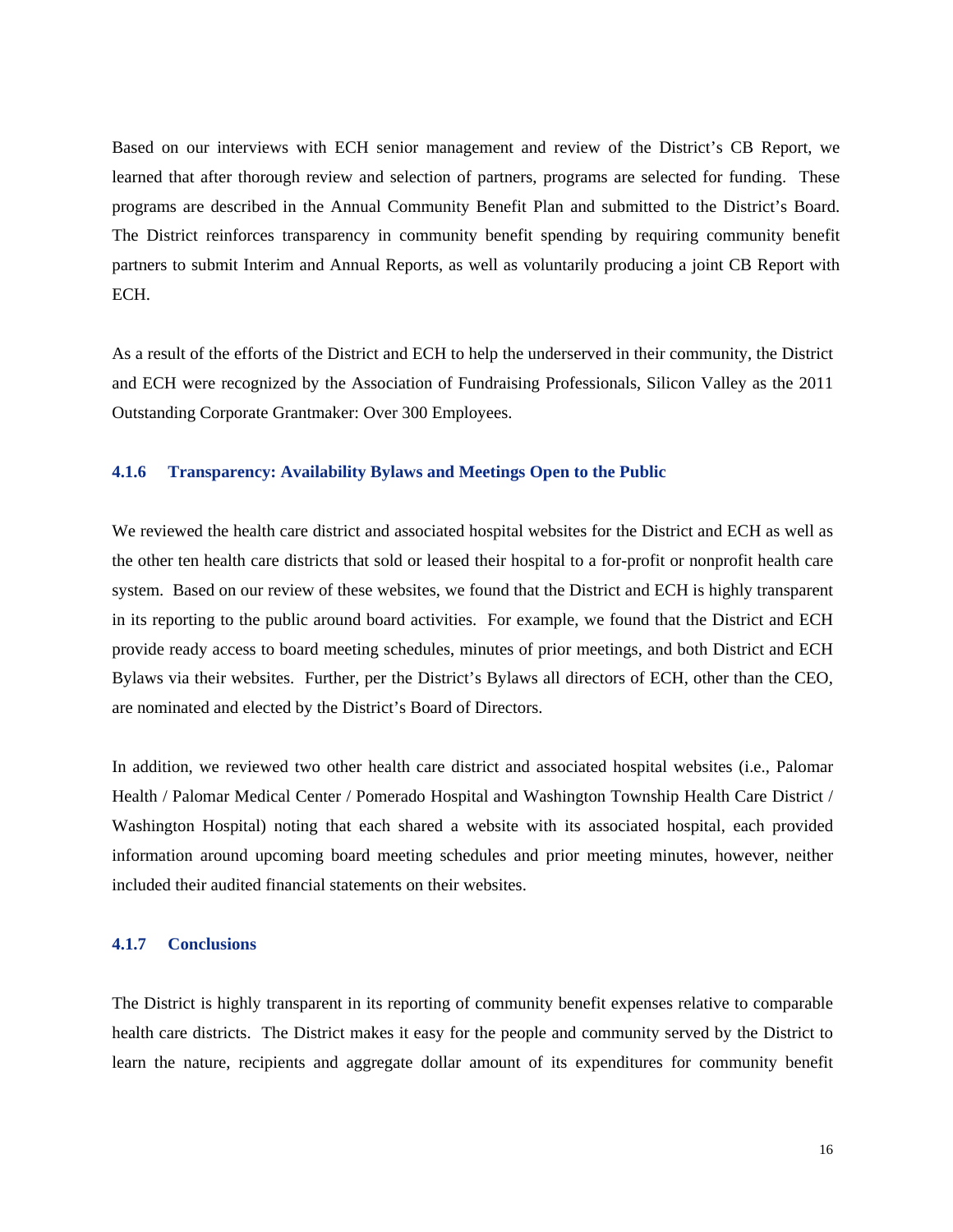Based on our interviews with ECH senior management and review of the District's CB Report, we learned that after thorough review and selection of partners, programs are selected for funding. These programs are described in the Annual Community Benefit Plan and submitted to the District's Board. The District reinforces transparency in community benefit spending by requiring community benefit partners to submit Interim and Annual Reports, as well as voluntarily producing a joint CB Report with ECH.

As a result of the efforts of the District and ECH to help the underserved in their community, the District and ECH were recognized by the Association of Fundraising Professionals, Silicon Valley as the 2011 Outstanding Corporate Grantmaker: Over 300 Employees.

### 4.1.6 Transparency: Availability Bylaws and Meetings Open to the Public

We reviewed the health care district and associated hospital websites for the District and ECH as well as the other ten health care districts that sold or leased their hospital to a for-profit or nonprofit health care system. Based on our review of these websites, we found that the District and ECH is highly transparent in its reporting to the public around board activities. For example, we found that the District and ECH provide ready access to board meeting schedules, minutes of prior meetings, and both District and ECH Bylaws via their websites. Further, per the District's Bylaws all directors of ECH, other than the CEO, are nominated and elected by the District's Board of Directors.

In addition, we reviewed two other health care district and associated hospital websites (i.e., Palomar Health / Palomar Medical Center / Pomerado Hospital and Washington Township Health Care District / Washington Hospital) noting that each shared a website with its associated hospital, each provided information around upcoming board meeting schedules and prior meeting minutes, however, neither included their audited financial statements on their websites.

### 4.1.7 Conclusions

The District is highly transparent in its reporting of community benefit expenses relative to comparable health care districts. The District makes it easy for the people and community served by the District to learn the nature, recipients and aggregate dollar amount of its expenditures for community benefit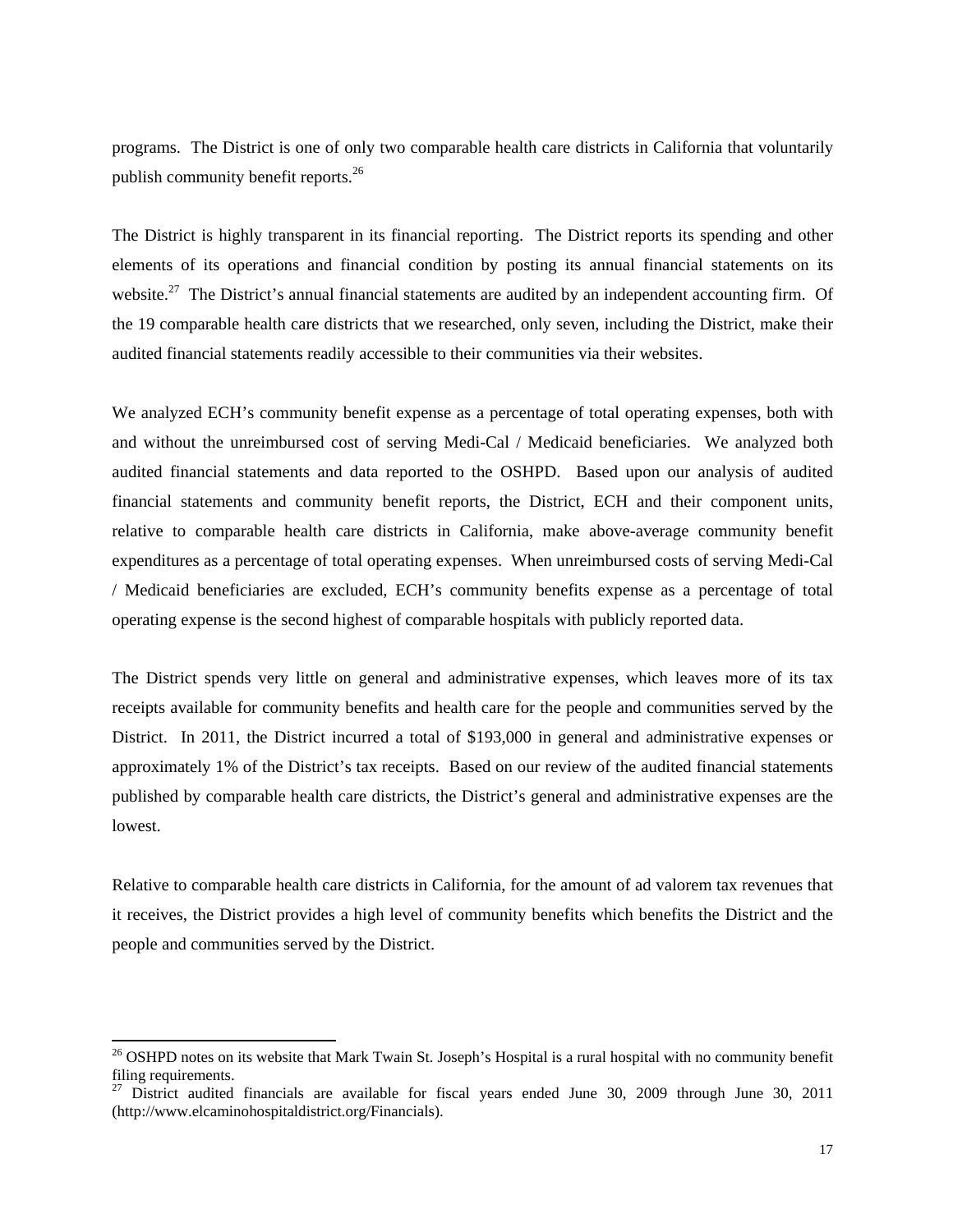programs. The District is one of only two comparable health care districts in California that voluntarily publish community benefit reports.[26]

The District is highly transparent in its financial reporting. The District reports its spending and other elements of its operations and financial condition by posting its annual financial statements on its website.[27] The District's annual financial statements are audited by an independent accounting firm. Of the 19 comparable health care districts that we researched, only seven, including the District, make their audited financial statements readily accessible to their communities via their websites.

We analyzed ECH's community benefit expense as a percentage of total operating expenses, both with and without the unreimbursed cost of serving Medi-Cal / Medicaid beneficiaries. We analyzed both audited financial statements and data reported to the OSHPD. Based upon our analysis of audited financial statements and community benefit reports, the District, ECH and their component units, relative to comparable health care districts in California, make above-average community benefit expenditures as a percentage of total operating expenses. When unreimbursed costs of serving Medi-Cal / Medicaid beneficiaries are excluded, ECH's community benefits expense as a percentage of total operating expense is the second highest of comparable hospitals with publicly reported data.

The District spends very little on general and administrative expenses, which leaves more of its tax receipts available for community benefits and health care for the people and communities served by the District. In 2011, the District incurred a total of \$193,000 in general and administrative expenses or approximately 1% of the District's tax receipts. Based on our review of the audited financial statements published by comparable health care districts, the District's general and administrative expenses are the lowest.

Relative to comparable health care districts in California, for the amount of ad valorem tax revenues that it receives, the District provides a high level of community benefits which benefits the District and the people and communities served by the District.

---

[26] OSHPD notes on its website that Mark Twain St. Joseph's Hospital is a rural hospital with no community benefit filing requirements.

[27] District audited financials are available for fiscal years ended June 30, 2009 through June 30, 2011 (http://www.elcaminohospitaldistrict.org/Financials).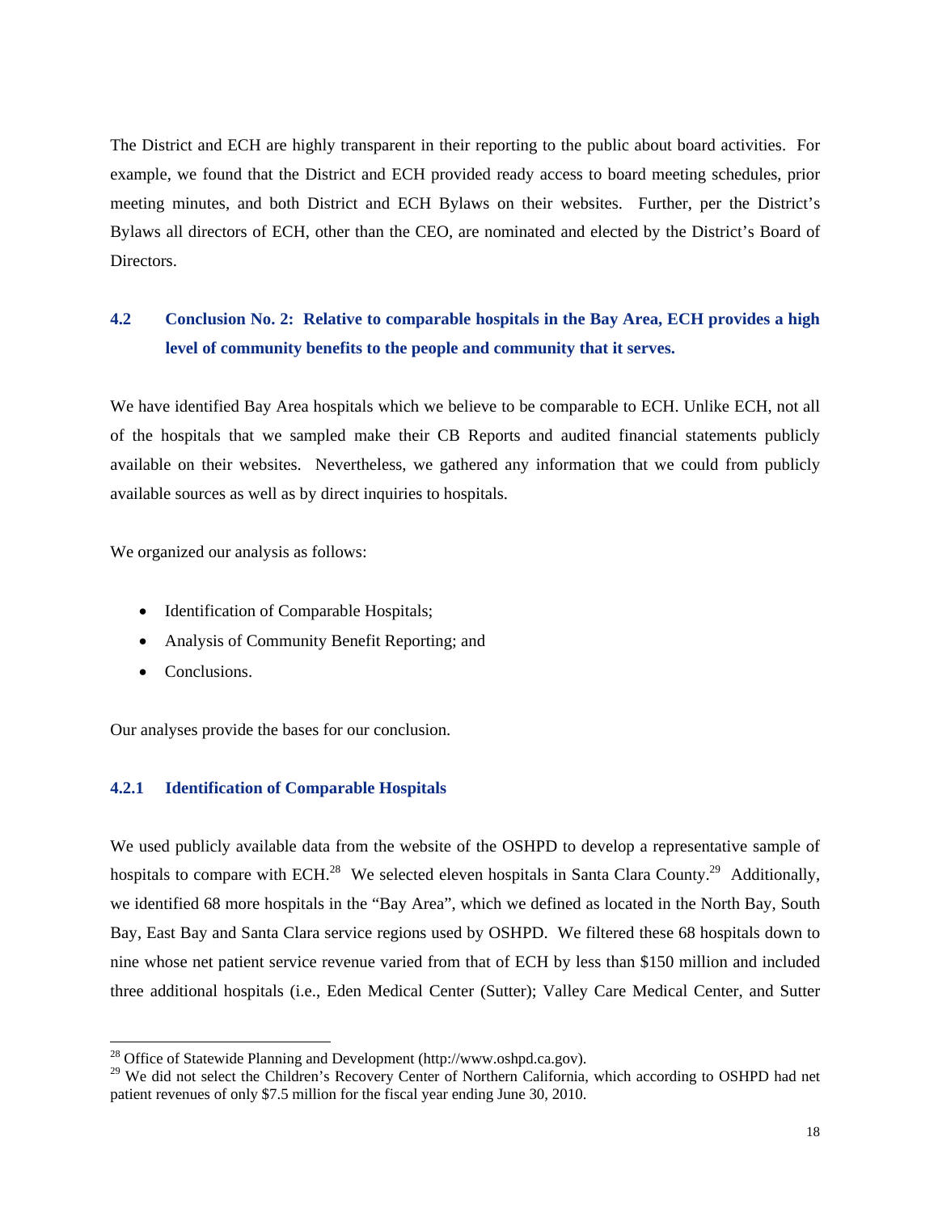The District and ECH are highly transparent in their reporting to the public about board activities. For example, we found that the District and ECH provided ready access to board meeting schedules, prior meeting minutes, and both District and ECH Bylaws on their websites. Further, per the District's Bylaws all directors of ECH, other than the CEO, are nominated and elected by the District's Board of Directors.

## 4.2 Conclusion No. 2: Relative to comparable hospitals in the Bay Area, ECH provides a high level of community benefits to the people and community that it serves.

We have identified Bay Area hospitals which we believe to be comparable to ECH. Unlike ECH, not all of the hospitals that we sampled make their CB Reports and audited financial statements publicly available on their websites. Nevertheless, we gathered any information that we could from publicly available sources as well as by direct inquiries to hospitals.

We organized our analysis as follows:

- Identification of Comparable Hospitals;
- Analysis of Community Benefit Reporting; and
- Conclusions.

Our analyses provide the bases for our conclusion.

### 4.2.1 Identification of Comparable Hospitals

We used publicly available data from the website of the OSHPD to develop a representative sample of hospitals to compare with ECH.[28] We selected eleven hospitals in Santa Clara County.[29] Additionally, we identified 68 more hospitals in the "Bay Area", which we defined as located in the North Bay, South Bay, East Bay and Santa Clara service regions used by OSHPD. We filtered these 68 hospitals down to nine whose net patient service revenue varied from that of ECH by less than $150 million and included three additional hospitals (i.e., Eden Medical Center (Sutter); Valley Care Medical Center, and Sutter

---

[28] Office of Statewide Planning and Development (http://www.oshpd.ca.gov).

[29] We did not select the Children's Recovery Center of Northern California, which according to OSHPD had net patient revenues of only $7.5 million for the fiscal year ending June 30, 2010.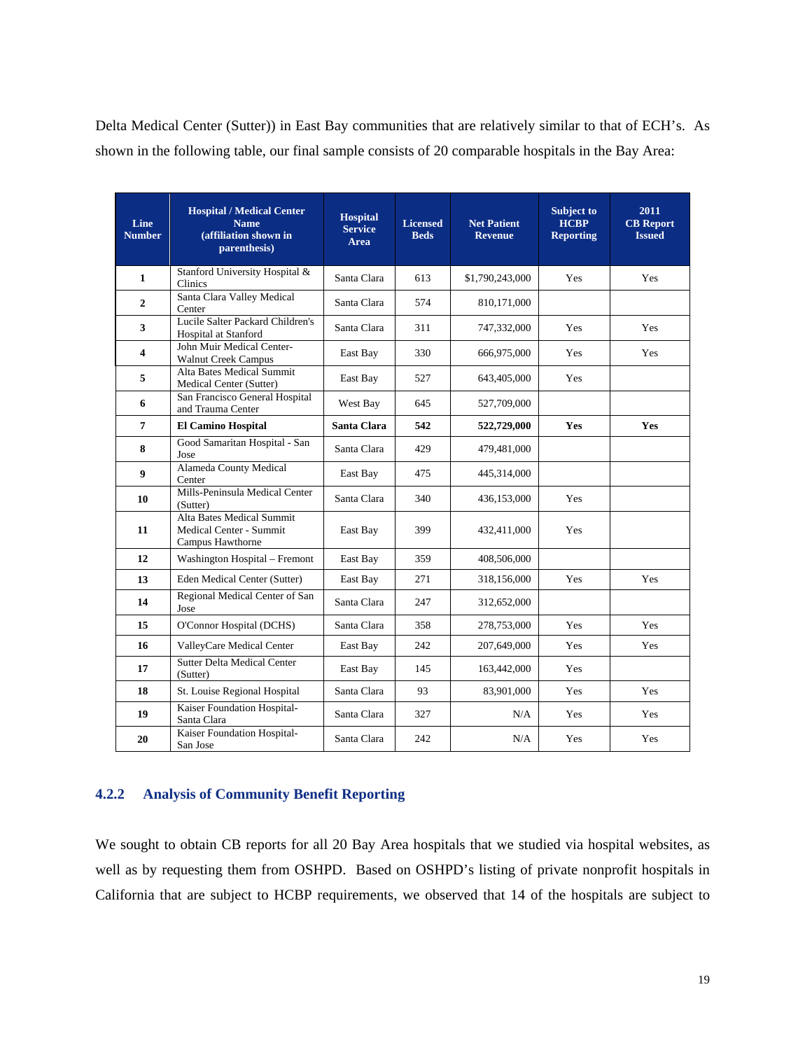Delta Medical Center (Sutter)) in East Bay communities that are relatively similar to that of ECH's. As shown in the following table, our final sample consists of 20 comparable hospitals in the Bay Area:

| Line Number | Hospital / Medical Center Name (affiliation shown in parenthesis) | Hospital Service Area | Licensed Beds | Net Patient Revenue | Subject to HCBP Reporting | 2011 CB Report Issued |
|---|---|---|---|---|---|---|
| 1 | Stanford University Hospital & Clinics | Santa Clara | 613 | $1,790,243,000 | Yes | Yes |
| 2 | Santa Clara Valley Medical Center | Santa Clara | 574 | 810,171,000 | | |
| 3 | Lucile Salter Packard Children's Hospital at Stanford | Santa Clara | 311 | 747,332,000 | Yes | Yes |
| 4 | John Muir Medical Center-Walnut Creek Campus | East Bay | 330 | 666,975,000 | Yes | Yes |
| 5 | Alta Bates Medical Summit Medical Center (Sutter) | East Bay | 527 | 643,405,000 | Yes | |
| 6 | San Francisco General Hospital and Trauma Center | West Bay | 645 | 527,709,000 | | |
| **7** | **El Camino Hospital** | **Santa Clara** | **542** | **522,729,000** | **Yes** | **Yes** |
| 8 | Good Samaritan Hospital - San Jose | Santa Clara | 429 | 479,481,000 | | |
| 9 | Alameda County Medical Center | East Bay | 475 | 445,314,000 | | |
| 10 | Mills-Peninsula Medical Center (Sutter) | Santa Clara | 340 | 436,153,000 | Yes | |
| 11 | Alta Bates Medical Summit Medical Center - Summit Campus Hawthorne | East Bay | 399 | 432,411,000 | Yes | |
| 12 | Washington Hospital – Fremont | East Bay | 359 | 408,506,000 | | |
| 13 | Eden Medical Center (Sutter) | East Bay | 271 | 318,156,000 | Yes | Yes |
| 14 | Regional Medical Center of San Jose | Santa Clara | 247 | 312,652,000 | | |
| 15 | O'Connor Hospital (DCHS) | Santa Clara | 358 | 278,753,000 | Yes | Yes |
| 16 | ValleyCare Medical Center | East Bay | 242 | 207,649,000 | Yes | Yes |
| 17 | Sutter Delta Medical Center (Sutter) | East Bay | 145 | 163,442,000 | Yes | |
| 18 | St. Louise Regional Hospital | Santa Clara | 93 | 83,901,000 | Yes | Yes |
| 19 | Kaiser Foundation Hospital-Santa Clara | Santa Clara | 327 | N/A | Yes | Yes |
| 20 | Kaiser Foundation Hospital-San Jose | Santa Clara | 242 | N/A | Yes | Yes |

### 4.2.2 Analysis of Community Benefit Reporting

We sought to obtain CB reports for all 20 Bay Area hospitals that we studied via hospital websites, as well as by requesting them from OSHPD. Based on OSHPD's listing of private nonprofit hospitals in California that are subject to HCBP requirements, we observed that 14 of the hospitals are subject to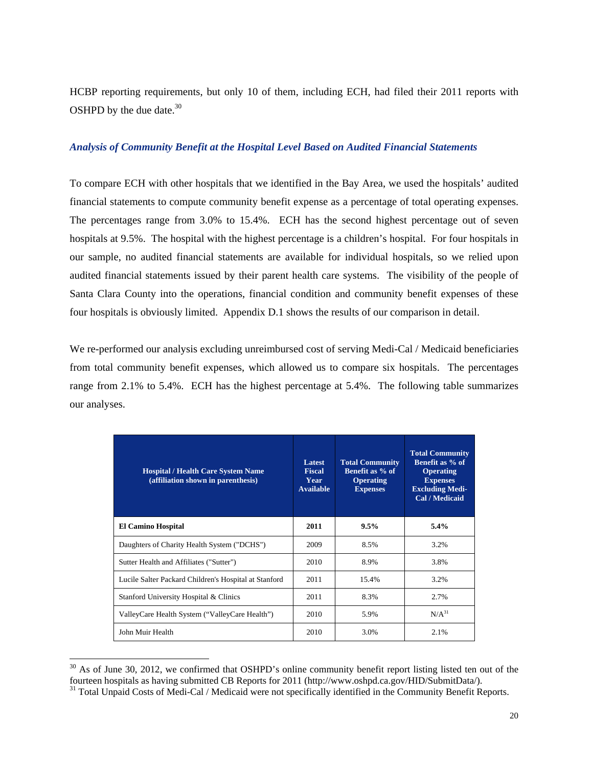HCBP reporting requirements, but only 10 of them, including ECH, had filed their 2011 reports with OSHPD by the due date.[30]

***Analysis of Community Benefit at the Hospital Level Based on Audited Financial Statements***

To compare ECH with other hospitals that we identified in the Bay Area, we used the hospitals' audited financial statements to compute community benefit expense as a percentage of total operating expenses. The percentages range from 3.0% to 15.4%. ECH has the second highest percentage out of seven hospitals at 9.5%. The hospital with the highest percentage is a children's hospital. For four hospitals in our sample, no audited financial statements are available for individual hospitals, so we relied upon audited financial statements issued by their parent health care systems. The visibility of the people of Santa Clara County into the operations, financial condition and community benefit expenses of these four hospitals is obviously limited. Appendix D.1 shows the results of our comparison in detail.

We re-performed our analysis excluding unreimbursed cost of serving Medi-Cal / Medicaid beneficiaries from total community benefit expenses, which allowed us to compare six hospitals. The percentages range from 2.1% to 5.4%. ECH has the highest percentage at 5.4%. The following table summarizes our analyses.

| Hospital / Health Care System Name (affiliation shown in parenthesis) | Latest Fiscal Year Available | Total Community Benefit as % of Operating Expenses | Total Community Benefit as % of Operating Expenses Excluding Medi-Cal / Medicaid |
|---|---|---|---|
| **El Camino Hospital** | **2011** | **9.5%** | **5.4%** |
| Daughters of Charity Health System ("DCHS") | 2009 | 8.5% | 3.2% |
| Sutter Health and Affiliates ("Sutter") | 2010 | 8.9% | 3.8% |
| Lucile Salter Packard Children's Hospital at Stanford | 2011 | 15.4% | 3.2% |
| Stanford University Hospital & Clinics | 2011 | 8.3% | 2.7% |
| ValleyCare Health System ("ValleyCare Health") | 2010 | 5.9% | N/A[31] |
| John Muir Health | 2010 | 3.0% | 2.1% |

[30] As of June 30, 2012, we confirmed that OSHPD's online community benefit report listing listed ten out of the fourteen hospitals as having submitted CB Reports for 2011 (http://www.oshpd.ca.gov/HID/SubmitData/).

[31] Total Unpaid Costs of Medi-Cal / Medicaid were not specifically identified in the Community Benefit Reports.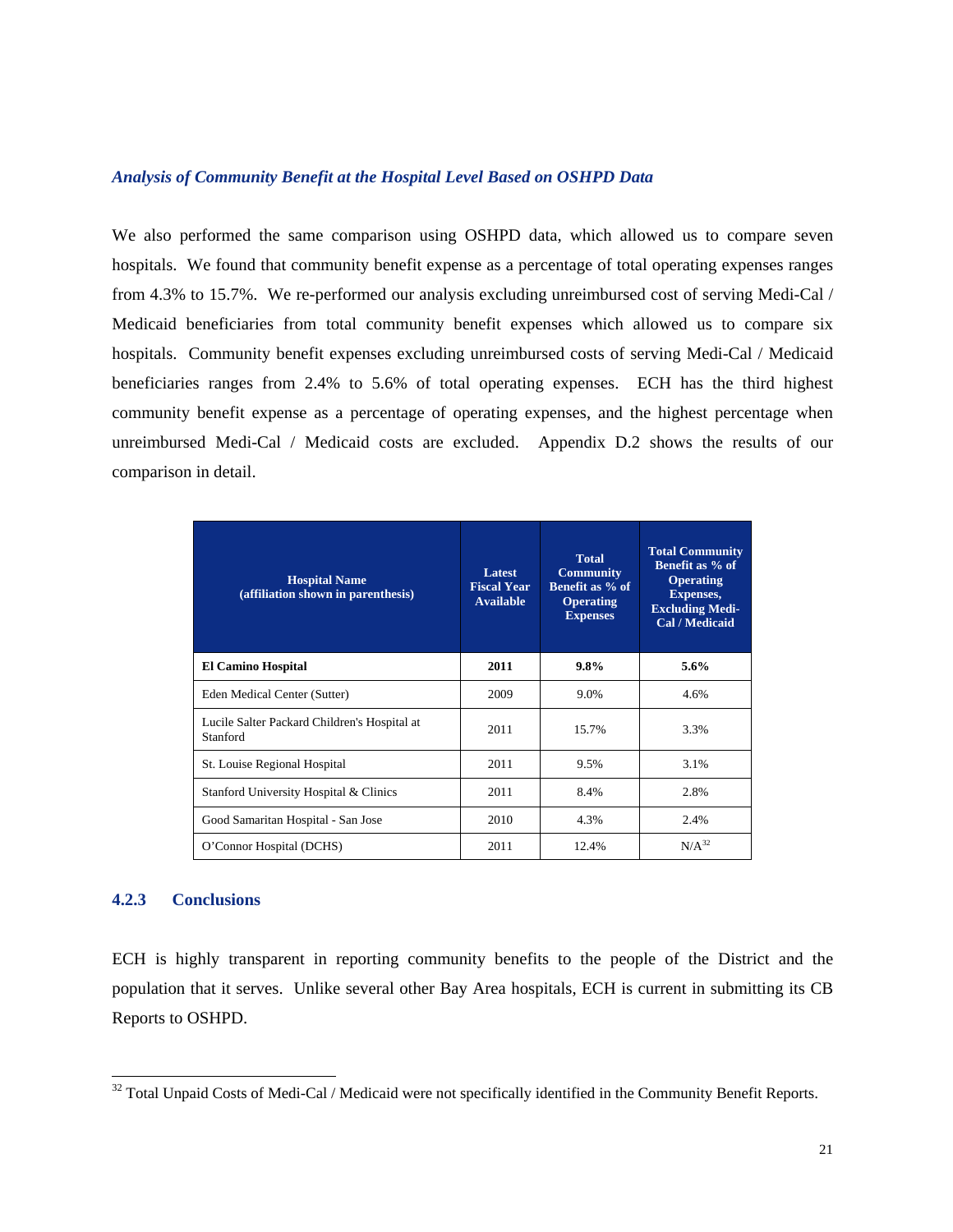### *Analysis of Community Benefit at the Hospital Level Based on OSHPD Data*

We also performed the same comparison using OSHPD data, which allowed us to compare seven hospitals. We found that community benefit expense as a percentage of total operating expenses ranges from 4.3% to 15.7%. We re-performed our analysis excluding unreimbursed cost of serving Medi-Cal / Medicaid beneficiaries from total community benefit expenses which allowed us to compare six hospitals. Community benefit expenses excluding unreimbursed costs of serving Medi-Cal / Medicaid beneficiaries ranges from 2.4% to 5.6% of total operating expenses. ECH has the third highest community benefit expense as a percentage of operating expenses, and the highest percentage when unreimbursed Medi-Cal / Medicaid costs are excluded. Appendix D.2 shows the results of our comparison in detail.

| Hospital Name (affiliation shown in parenthesis) | Latest Fiscal Year Available | Total Community Benefit as % of Operating Expenses | Total Community Benefit as % of Operating Expenses, Excluding Medi-Cal / Medicaid |
|---|---|---|---|
| **El Camino Hospital** | **2011** | **9.8%** | **5.6%** |
| Eden Medical Center (Sutter) | 2009 | 9.0% | 4.6% |
| Lucile Salter Packard Children's Hospital at Stanford | 2011 | 15.7% | 3.3% |
| St. Louise Regional Hospital | 2011 | 9.5% | 3.1% |
| Stanford University Hospital & Clinics | 2011 | 8.4% | 2.8% |
| Good Samaritan Hospital - San Jose | 2010 | 4.3% | 2.4% |
| O'Connor Hospital (DCHS) | 2011 | 12.4% | N/A[32] |

### 4.2.3 Conclusions

ECH is highly transparent in reporting community benefits to the people of the District and the population that it serves. Unlike several other Bay Area hospitals, ECH is current in submitting its CB Reports to OSHPD.

[32] Total Unpaid Costs of Medi-Cal / Medicaid were not specifically identified in the Community Benefit Reports.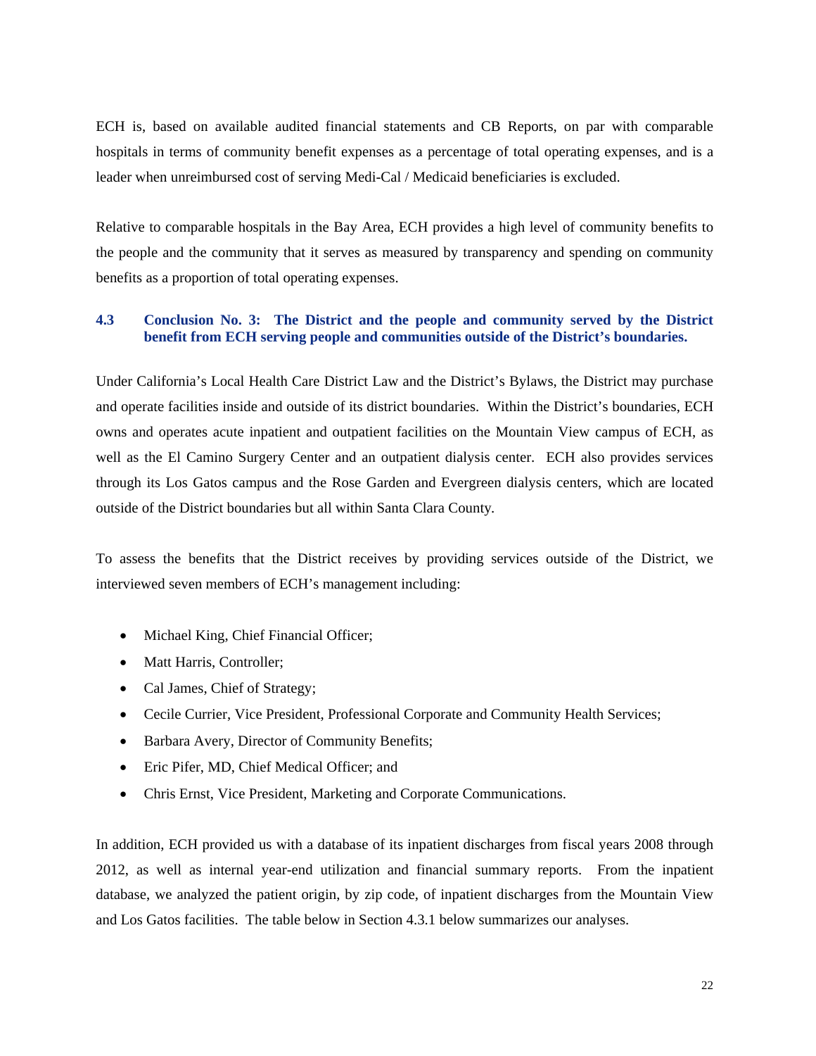ECH is, based on available audited financial statements and CB Reports, on par with comparable hospitals in terms of community benefit expenses as a percentage of total operating expenses, and is a leader when unreimbursed cost of serving Medi-Cal / Medicaid beneficiaries is excluded.

Relative to comparable hospitals in the Bay Area, ECH provides a high level of community benefits to the people and the community that it serves as measured by transparency and spending on community benefits as a proportion of total operating expenses.

### 4.3 Conclusion No. 3: The District and the people and community served by the District benefit from ECH serving people and communities outside of the District's boundaries.

Under California's Local Health Care District Law and the District's Bylaws, the District may purchase and operate facilities inside and outside of its district boundaries. Within the District's boundaries, ECH owns and operates acute inpatient and outpatient facilities on the Mountain View campus of ECH, as well as the El Camino Surgery Center and an outpatient dialysis center. ECH also provides services through its Los Gatos campus and the Rose Garden and Evergreen dialysis centers, which are located outside of the District boundaries but all within Santa Clara County.

To assess the benefits that the District receives by providing services outside of the District, we interviewed seven members of ECH's management including:

- Michael King, Chief Financial Officer;
- Matt Harris, Controller;
- Cal James, Chief of Strategy;
- Cecile Currier, Vice President, Professional Corporate and Community Health Services;
- Barbara Avery, Director of Community Benefits;
- Eric Pifer, MD, Chief Medical Officer; and
- Chris Ernst, Vice President, Marketing and Corporate Communications.

In addition, ECH provided us with a database of its inpatient discharges from fiscal years 2008 through 2012, as well as internal year-end utilization and financial summary reports. From the inpatient database, we analyzed the patient origin, by zip code, of inpatient discharges from the Mountain View and Los Gatos facilities. The table below in Section 4.3.1 below summarizes our analyses.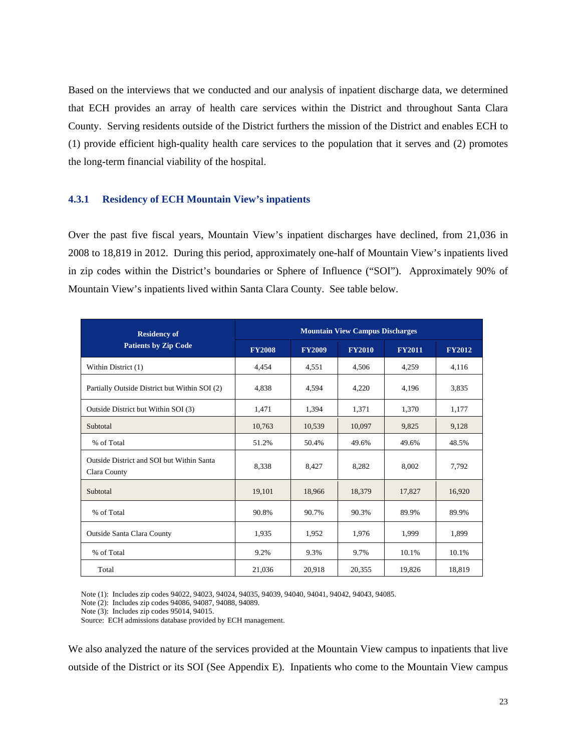Based on the interviews that we conducted and our analysis of inpatient discharge data, we determined that ECH provides an array of health care services within the District and throughout Santa Clara County. Serving residents outside of the District furthers the mission of the District and enables ECH to (1) provide efficient high-quality health care services to the population that it serves and (2) promotes the long-term financial viability of the hospital.

### 4.3.1 Residency of ECH Mountain View's inpatients

Over the past five fiscal years, Mountain View's inpatient discharges have declined, from 21,036 in 2008 to 18,819 in 2012. During this period, approximately one-half of Mountain View's inpatients lived in zip codes within the District's boundaries or Sphere of Influence ("SOI"). Approximately 90% of Mountain View's inpatients lived within Santa Clara County. See table below.

| Residency of Patients by Zip Code | Mountain View Campus Discharges | | | | |
|---|---|---|---|---|---|
| | FY2008 | FY2009 | FY2010 | FY2011 | FY2012 |
| Within District (1) | 4,454 | 4,551 | 4,506 | 4,259 | 4,116 |
| Partially Outside District but Within SOI (2) | 4,838 | 4,594 | 4,220 | 4,196 | 3,835 |
| Outside District but Within SOI (3) | 1,471 | 1,394 | 1,371 | 1,370 | 1,177 |
| Subtotal | 10,763 | 10,539 | 10,097 | 9,825 | 9,128 |
| % of Total | 51.2% | 50.4% | 49.6% | 49.6% | 48.5% |
| Outside District and SOI but Within Santa Clara County | 8,338 | 8,427 | 8,282 | 8,002 | 7,792 |
| Subtotal | 19,101 | 18,966 | 18,379 | 17,827 | 16,920 |
| % of Total | 90.8% | 90.7% | 90.3% | 89.9% | 89.9% |
| Outside Santa Clara County | 1,935 | 1,952 | 1,976 | 1,999 | 1,899 |
| % of Total | 9.2% | 9.3% | 9.7% | 10.1% | 10.1% |
| Total | 21,036 | 20,918 | 20,355 | 19,826 | 18,819 |

Note (1): Includes zip codes 94022, 94023, 94024, 94035, 94039, 94040, 94041, 94042, 94043, 94085.
Note (2): Includes zip codes 94086, 94087, 94088, 94089.
Note (3): Includes zip codes 95014, 94015.
Source: ECH admissions database provided by ECH management.

We also analyzed the nature of the services provided at the Mountain View campus to inpatients that live outside of the District or its SOI (See Appendix E). Inpatients who come to the Mountain View campus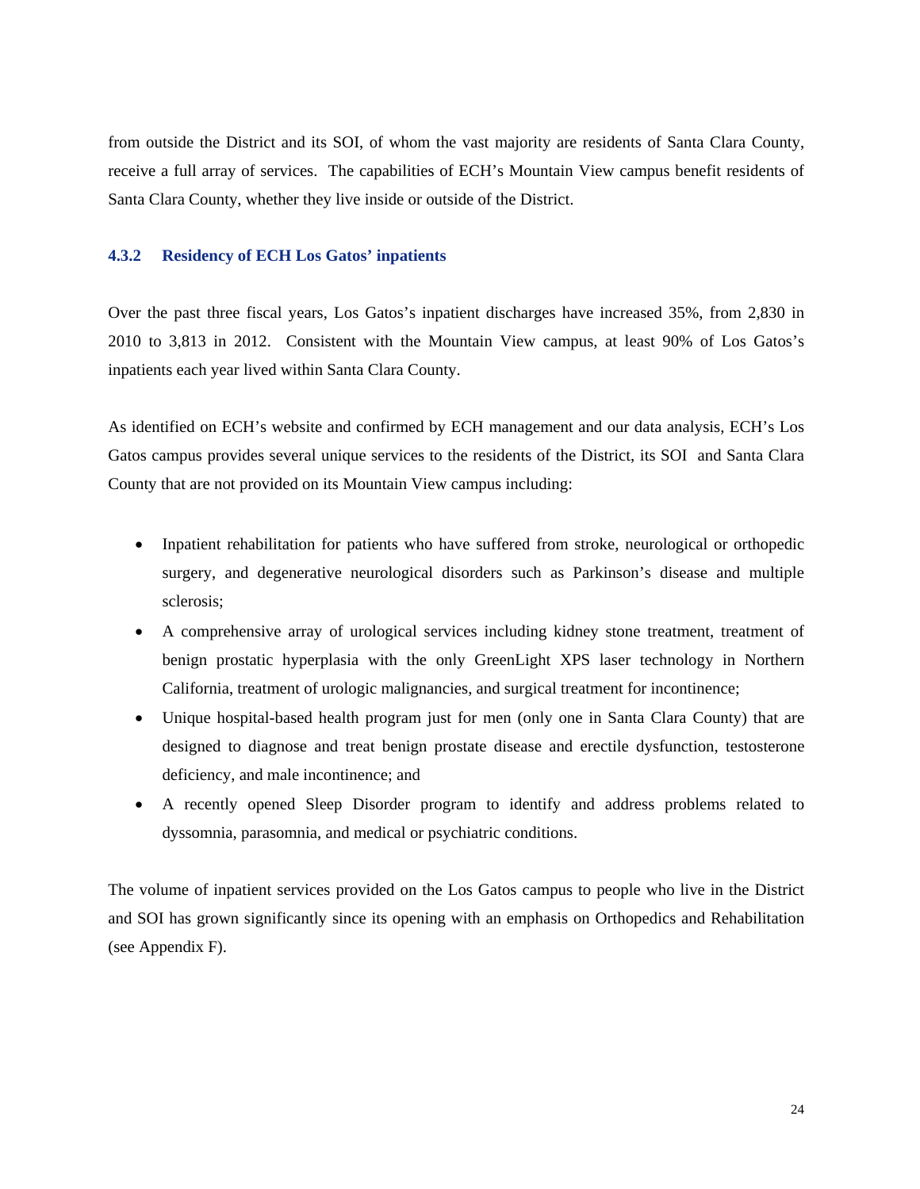from outside the District and its SOI, of whom the vast majority are residents of Santa Clara County, receive a full array of services. The capabilities of ECH's Mountain View campus benefit residents of Santa Clara County, whether they live inside or outside of the District.

### 4.3.2 Residency of ECH Los Gatos' inpatients

Over the past three fiscal years, Los Gatos's inpatient discharges have increased 35%, from 2,830 in 2010 to 3,813 in 2012. Consistent with the Mountain View campus, at least 90% of Los Gatos's inpatients each year lived within Santa Clara County.

As identified on ECH's website and confirmed by ECH management and our data analysis, ECH's Los Gatos campus provides several unique services to the residents of the District, its SOI and Santa Clara County that are not provided on its Mountain View campus including:

- Inpatient rehabilitation for patients who have suffered from stroke, neurological or orthopedic surgery, and degenerative neurological disorders such as Parkinson's disease and multiple sclerosis;
- A comprehensive array of urological services including kidney stone treatment, treatment of benign prostatic hyperplasia with the only GreenLight XPS laser technology in Northern California, treatment of urologic malignancies, and surgical treatment for incontinence;
- Unique hospital-based health program just for men (only one in Santa Clara County) that are designed to diagnose and treat benign prostate disease and erectile dysfunction, testosterone deficiency, and male incontinence; and
- A recently opened Sleep Disorder program to identify and address problems related to dyssomnia, parasomnia, and medical or psychiatric conditions.

The volume of inpatient services provided on the Los Gatos campus to people who live in the District and SOI has grown significantly since its opening with an emphasis on Orthopedics and Rehabilitation (see Appendix F).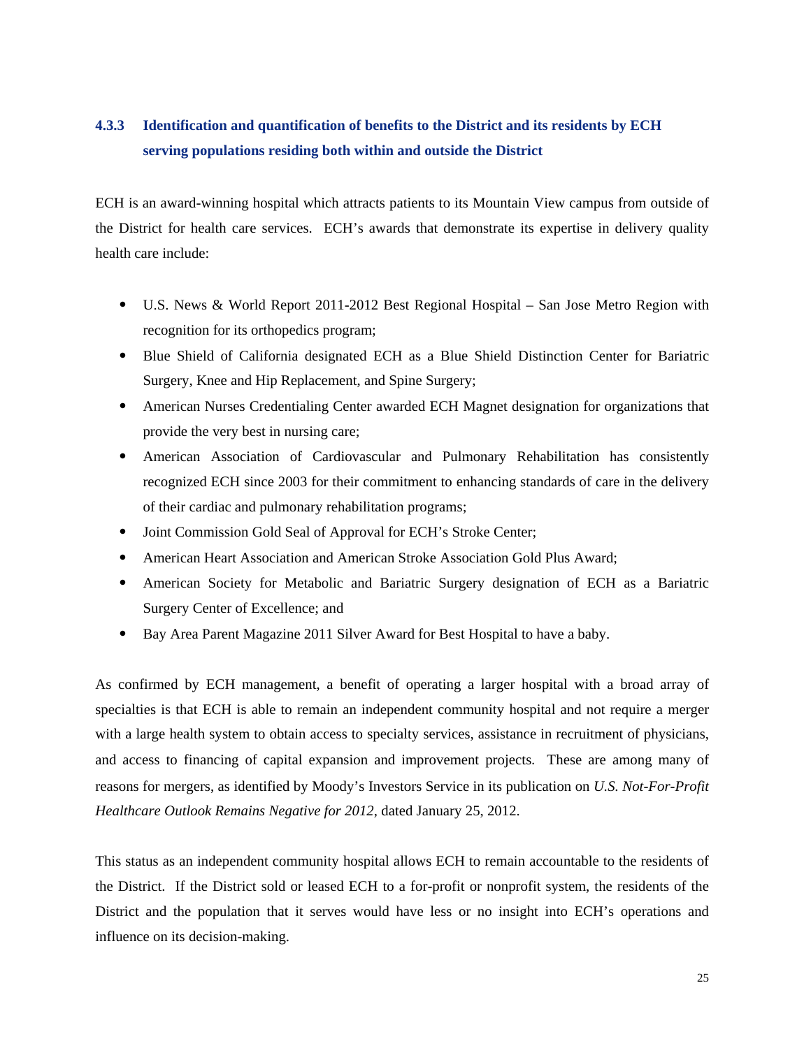### 4.3.3 Identification and quantification of benefits to the District and its residents by ECH serving populations residing both within and outside the District

ECH is an award-winning hospital which attracts patients to its Mountain View campus from outside of the District for health care services. ECH's awards that demonstrate its expertise in delivery quality health care include:

- U.S. News & World Report 2011-2012 Best Regional Hospital – San Jose Metro Region with recognition for its orthopedics program;
- Blue Shield of California designated ECH as a Blue Shield Distinction Center for Bariatric Surgery, Knee and Hip Replacement, and Spine Surgery;
- American Nurses Credentialing Center awarded ECH Magnet designation for organizations that provide the very best in nursing care;
- American Association of Cardiovascular and Pulmonary Rehabilitation has consistently recognized ECH since 2003 for their commitment to enhancing standards of care in the delivery of their cardiac and pulmonary rehabilitation programs;
- Joint Commission Gold Seal of Approval for ECH's Stroke Center;
- American Heart Association and American Stroke Association Gold Plus Award;
- American Society for Metabolic and Bariatric Surgery designation of ECH as a Bariatric Surgery Center of Excellence; and
- Bay Area Parent Magazine 2011 Silver Award for Best Hospital to have a baby.

As confirmed by ECH management, a benefit of operating a larger hospital with a broad array of specialties is that ECH is able to remain an independent community hospital and not require a merger with a large health system to obtain access to specialty services, assistance in recruitment of physicians, and access to financing of capital expansion and improvement projects. These are among many of reasons for mergers, as identified by Moody's Investors Service in its publication on *U.S. Not-For-Profit Healthcare Outlook Remains Negative for 2012*, dated January 25, 2012.

This status as an independent community hospital allows ECH to remain accountable to the residents of the District. If the District sold or leased ECH to a for-profit or nonprofit system, the residents of the District and the population that it serves would have less or no insight into ECH's operations and influence on its decision-making.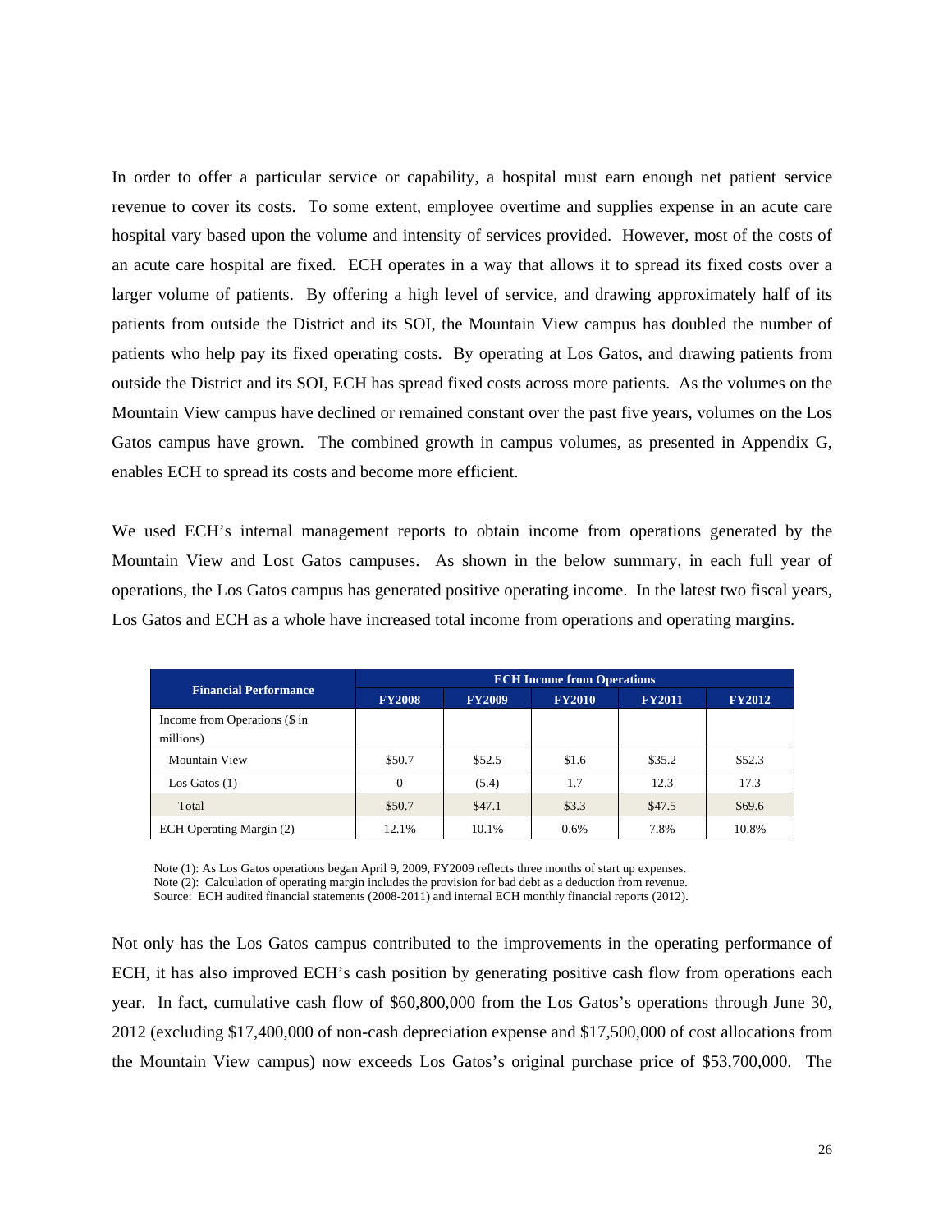In order to offer a particular service or capability, a hospital must earn enough net patient service revenue to cover its costs. To some extent, employee overtime and supplies expense in an acute care hospital vary based upon the volume and intensity of services provided. However, most of the costs of an acute care hospital are fixed. ECH operates in a way that allows it to spread its fixed costs over a larger volume of patients. By offering a high level of service, and drawing approximately half of its patients from outside the District and its SOI, the Mountain View campus has doubled the number of patients who help pay its fixed operating costs. By operating at Los Gatos, and drawing patients from outside the District and its SOI, ECH has spread fixed costs across more patients. As the volumes on the Mountain View campus have declined or remained constant over the past five years, volumes on the Los Gatos campus have grown. The combined growth in campus volumes, as presented in Appendix G, enables ECH to spread its costs and become more efficient.

We used ECH's internal management reports to obtain income from operations generated by the Mountain View and Lost Gatos campuses. As shown in the below summary, in each full year of operations, the Los Gatos campus has generated positive operating income. In the latest two fiscal years, Los Gatos and ECH as a whole have increased total income from operations and operating margins.

| Financial Performance | ECH Income from Operations | | | | |
|---|---|---|---|---|---|
| | FY2008 | FY2009 | FY2010 | FY2011 | FY2012 |
| Income from Operations ($ in millions) | | | | | |
| Mountain View | $50.7 | $52.5 | $1.6 | $35.2 | $52.3 |
| Los Gatos (1) | 0 | (5.4) | 1.7 | 12.3 | 17.3 |
| Total | $50.7 | $47.1 | $3.3 | $47.5 | $69.6 |
| ECH Operating Margin (2) | 12.1% | 10.1% | 0.6% | 7.8% | 10.8% |

Note (1): As Los Gatos operations began April 9, 2009, FY2009 reflects three months of start up expenses.
Note (2): Calculation of operating margin includes the provision for bad debt as a deduction from revenue.
Source: ECH audited financial statements (2008-2011) and internal ECH monthly financial reports (2012).

Not only has the Los Gatos campus contributed to the improvements in the operating performance of ECH, it has also improved ECH's cash position by generating positive cash flow from operations each year. In fact, cumulative cash flow of $60,800,000 from the Los Gatos's operations through June 30, 2012 (excluding $17,400,000 of non-cash depreciation expense and $17,500,000 of cost allocations from the Mountain View campus) now exceeds Los Gatos's original purchase price of $53,700,000. The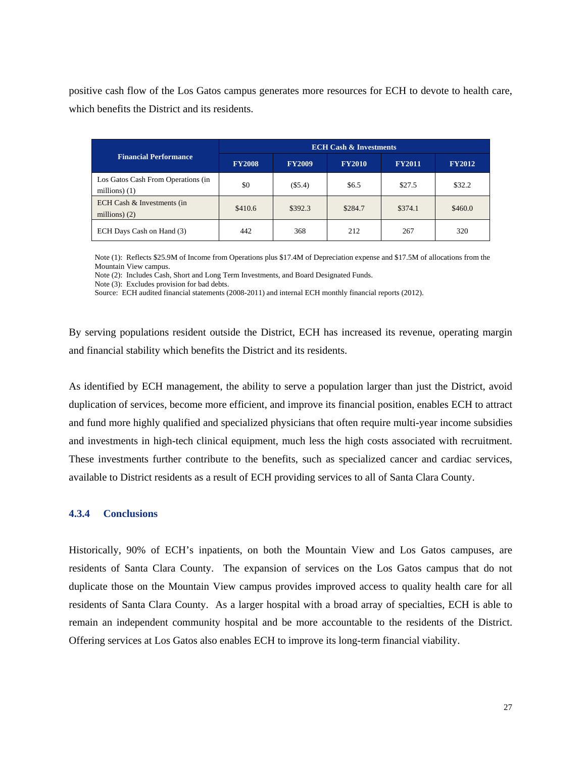positive cash flow of the Los Gatos campus generates more resources for ECH to devote to health care, which benefits the District and its residents.

| Financial Performance | ECH Cash & Investments | | | | |
|---|---|---|---|---|---|
| | FY2008 | FY2009 | FY2010 | FY2011 | FY2012 |
| Los Gatos Cash From Operations (in millions) (1) | $0 | ($5.4) | $6.5 | $27.5 | $32.2 |
| ECH Cash & Investments (in millions) (2) | $410.6 | $392.3 | $284.7 | $374.1 | $460.0 |
| ECH Days Cash on Hand (3) | 442 | 368 | 212 | 267 | 320 |

Note (1): Reflects $25.9M of Income from Operations plus $17.4M of Depreciation expense and $17.5M of allocations from the Mountain View campus.
Note (2): Includes Cash, Short and Long Term Investments, and Board Designated Funds.
Note (3): Excludes provision for bad debts.
Source: ECH audited financial statements (2008-2011) and internal ECH monthly financial reports (2012).

By serving populations resident outside the District, ECH has increased its revenue, operating margin and financial stability which benefits the District and its residents.

As identified by ECH management, the ability to serve a population larger than just the District, avoid duplication of services, become more efficient, and improve its financial position, enables ECH to attract and fund more highly qualified and specialized physicians that often require multi-year income subsidies and investments in high-tech clinical equipment, much less the high costs associated with recruitment. These investments further contribute to the benefits, such as specialized cancer and cardiac services, available to District residents as a result of ECH providing services to all of Santa Clara County.

### 4.3.4 Conclusions

Historically, 90% of ECH's inpatients, on both the Mountain View and Los Gatos campuses, are residents of Santa Clara County. The expansion of services on the Los Gatos campus that do not duplicate those on the Mountain View campus provides improved access to quality health care for all residents of Santa Clara County. As a larger hospital with a broad array of specialties, ECH is able to remain an independent community hospital and be more accountable to the residents of the District. Offering services at Los Gatos also enables ECH to improve its long-term financial viability.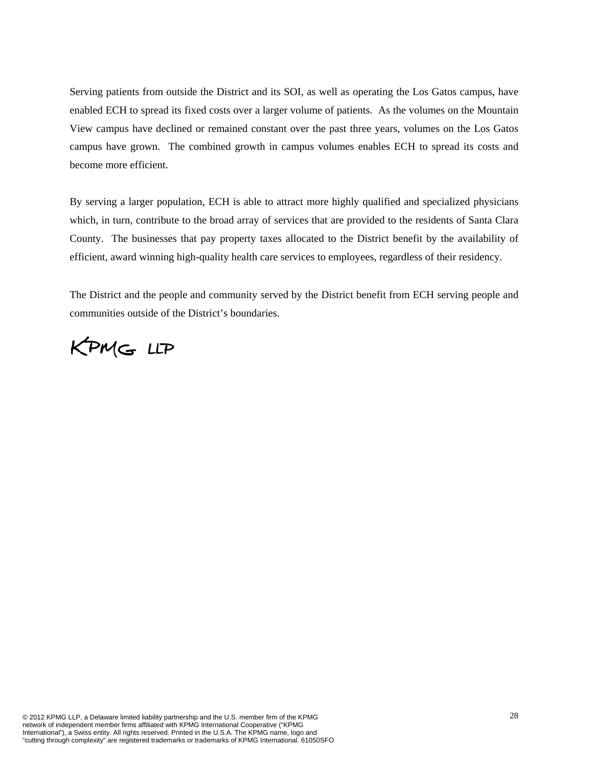Serving patients from outside the District and its SOI, as well as operating the Los Gatos campus, have enabled ECH to spread its fixed costs over a larger volume of patients. As the volumes on the Mountain View campus have declined or remained constant over the past three years, volumes on the Los Gatos campus have grown. The combined growth in campus volumes enables ECH to spread its costs and become more efficient.

By serving a larger population, ECH is able to attract more highly qualified and specialized physicians which, in turn, contribute to the broad array of services that are provided to the residents of Santa Clara County. The businesses that pay property taxes allocated to the District benefit by the availability of efficient, award winning high-quality health care services to employees, regardless of their residency.

The District and the people and community served by the District benefit from ECH serving people and communities outside of the District's boundaries.

KPMG LLP

© 2012 KPMG LLP, a Delaware limited liability partnership and the U.S. member firm of the KPMG network of independent member firms affiliated with KPMG International Cooperative ("KPMG International"), a Swiss entity. All rights reserved. Printed in the U.S.A. The KPMG name, logo and "cutting through complexity" are registered trademarks or trademarks of KPMG International. 61050SFO